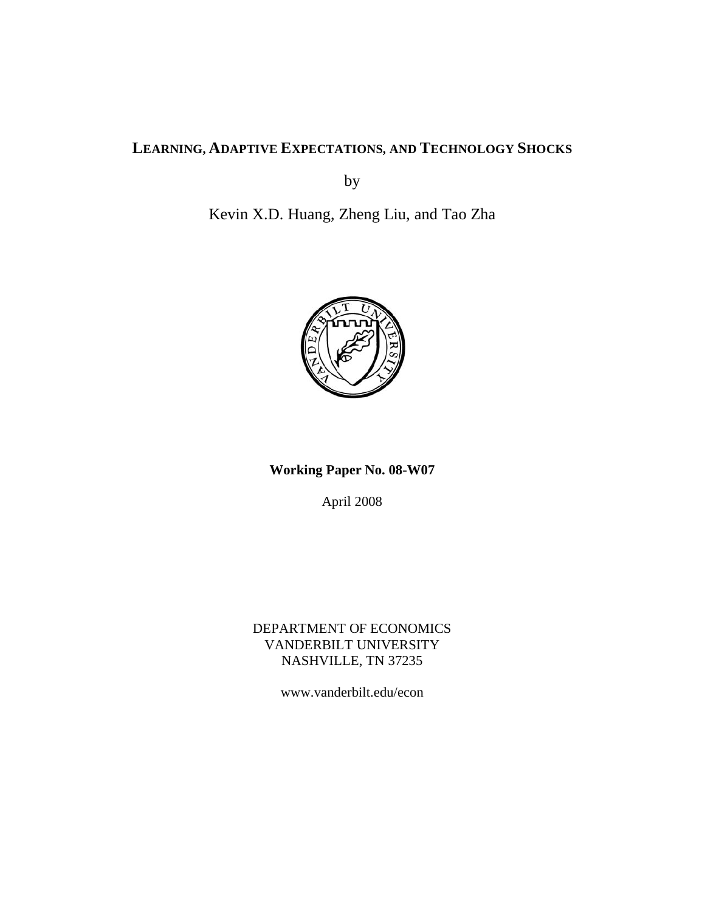# LEARNING, ADAPTIVE EXPECTATIONS, AND TECHNOLOGY SHOCKS

by

Kevin X.D. Huang, Zheng Liu, and Tao Zha

**Working Paper No. 08-W07**

April 2008

DEPARTMENT OF ECONOMICS
VANDERBILT UNIVERSITY
NASHVILLE, TN 37235

www.vanderbilt.edu/econ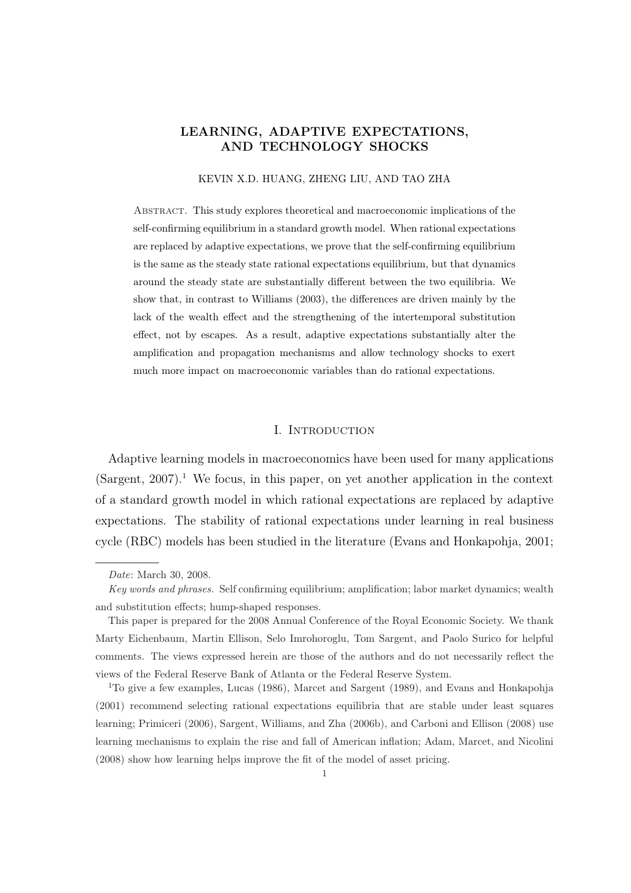# LEARNING, ADAPTIVE EXPECTATIONS, AND TECHNOLOGY SHOCKS

KEVIN X.D. HUANG, ZHENG LIU, AND TAO ZHA

Abstract. This study explores theoretical and macroeconomic implications of the self-confirming equilibrium in a standard growth model. When rational expectations are replaced by adaptive expectations, we prove that the self-confirming equilibrium is the same as the steady state rational expectations equilibrium, but that dynamics around the steady state are substantially different between the two equilibria. We show that, in contrast to Williams (2003), the differences are driven mainly by the lack of the wealth effect and the strengthening of the intertemporal substitution effect, not by escapes. As a result, adaptive expectations substantially alter the amplification and propagation mechanisms and allow technology shocks to exert much more impact on macroeconomic variables than do rational expectations.

## I. Introduction

Adaptive learning models in macroeconomics have been used for many applications (Sargent, 2007).[1] We focus, in this paper, on yet another application in the context of a standard growth model in which rational expectations are replaced by adaptive expectations. The stability of rational expectations under learning in real business cycle (RBC) models has been studied in the literature (Evans and Honkapohja, 2001;

*Date*: March 30, 2008.

*Key words and phrases.* Self confirming equilibrium; amplification; labor market dynamics; wealth and substitution effects; hump-shaped responses.

This paper is prepared for the 2008 Annual Conference of the Royal Economic Society. We thank Marty Eichenbaum, Martin Ellison, Selo Imrohoroglu, Tom Sargent, and Paolo Surico for helpful comments. The views expressed herein are those of the authors and do not necessarily reflect the views of the Federal Reserve Bank of Atlanta or the Federal Reserve System.

[1] To give a few examples, Lucas (1986), Marcet and Sargent (1989), and Evans and Honkapohja (2001) recommend selecting rational expectations equilibria that are stable under least squares learning; Primiceri (2006), Sargent, Williams, and Zha (2006b), and Carboni and Ellison (2008) use learning mechanisms to explain the rise and fall of American inflation; Adam, Marcet, and Nicolini (2008) show how learning helps improve the fit of the model of asset pricing.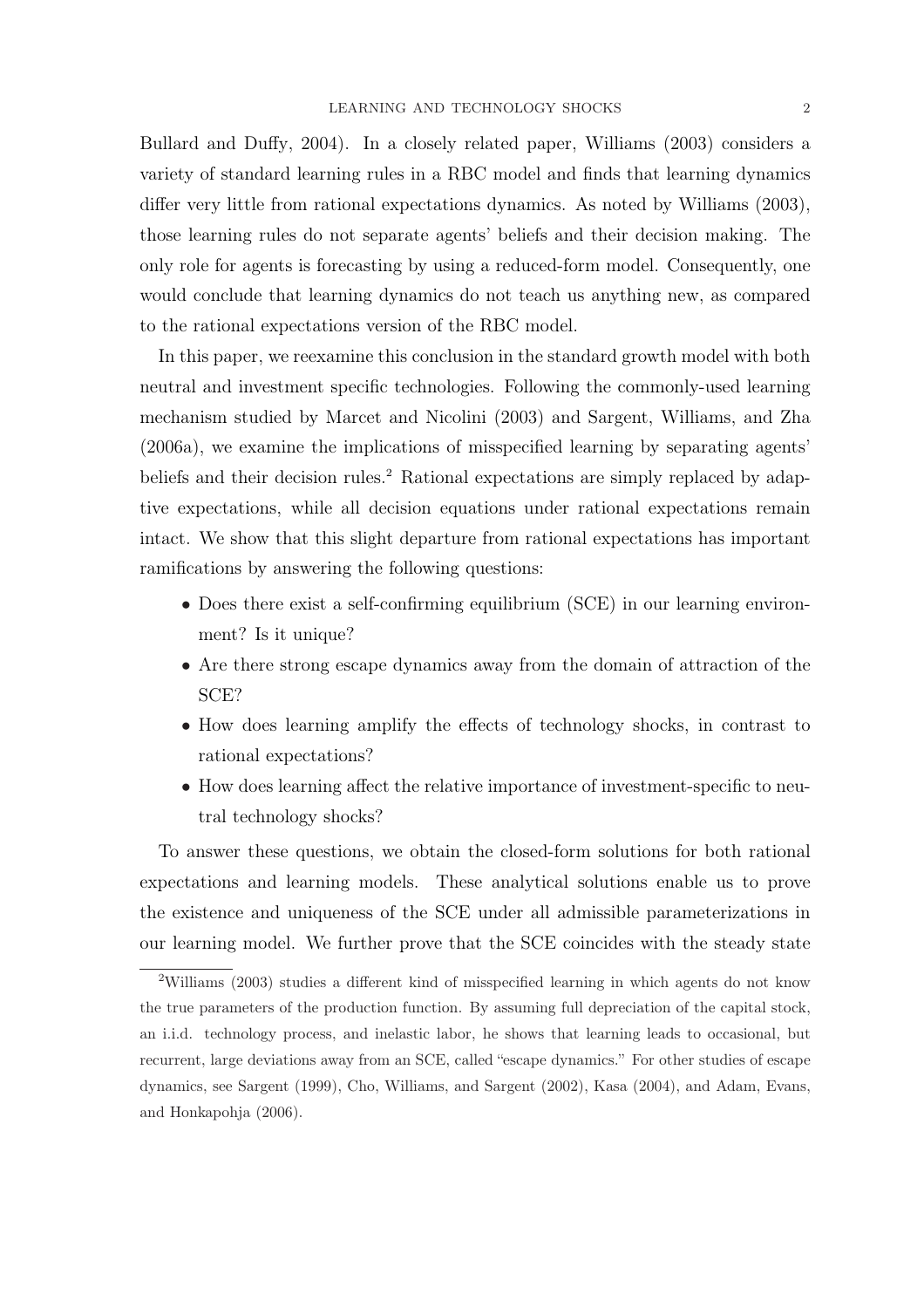Bullard and Duffy, 2004). In a closely related paper, Williams (2003) considers a variety of standard learning rules in a RBC model and finds that learning dynamics differ very little from rational expectations dynamics. As noted by Williams (2003), those learning rules do not separate agents' beliefs and their decision making. The only role for agents is forecasting by using a reduced-form model. Consequently, one would conclude that learning dynamics do not teach us anything new, as compared to the rational expectations version of the RBC model.

In this paper, we reexamine this conclusion in the standard growth model with both neutral and investment specific technologies. Following the commonly-used learning mechanism studied by Marcet and Nicolini (2003) and Sargent, Williams, and Zha (2006a), we examine the implications of misspecified learning by separating agents' beliefs and their decision rules.[2] Rational expectations are simply replaced by adaptive expectations, while all decision equations under rational expectations remain intact. We show that this slight departure from rational expectations has important ramifications by answering the following questions:

- Does there exist a self-confirming equilibrium (SCE) in our learning environment? Is it unique?
- Are there strong escape dynamics away from the domain of attraction of the SCE?
- How does learning amplify the effects of technology shocks, in contrast to rational expectations?
- How does learning affect the relative importance of investment-specific to neutral technology shocks?

To answer these questions, we obtain the closed-form solutions for both rational expectations and learning models. These analytical solutions enable us to prove the existence and uniqueness of the SCE under all admissible parameterizations in our learning model. We further prove that the SCE coincides with the steady state

[2] Williams (2003) studies a different kind of misspecified learning in which agents do not know the true parameters of the production function. By assuming full depreciation of the capital stock, an i.i.d. technology process, and inelastic labor, he shows that learning leads to occasional, but recurrent, large deviations away from an SCE, called "escape dynamics." For other studies of escape dynamics, see Sargent (1999), Cho, Williams, and Sargent (2002), Kasa (2004), and Adam, Evans, and Honkapohja (2006).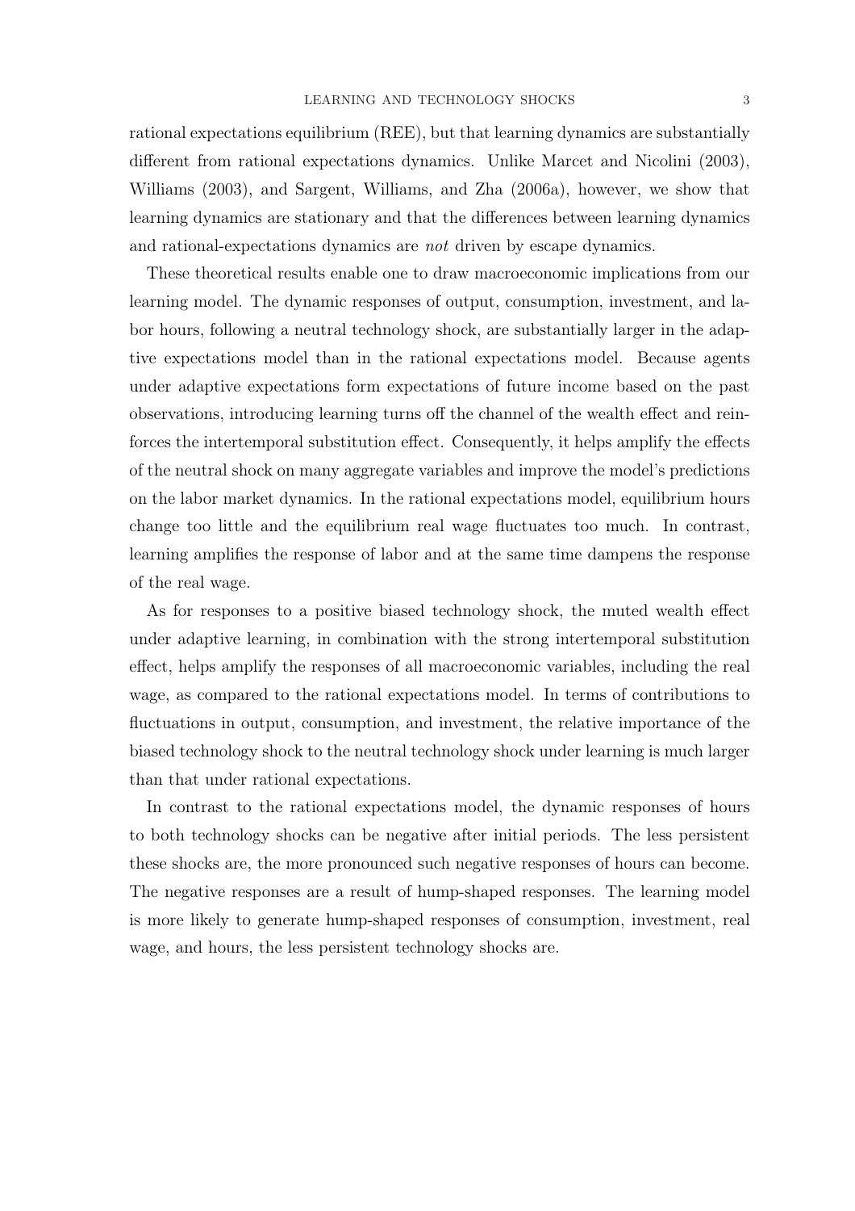rational expectations equilibrium (REE), but that learning dynamics are substantially different from rational expectations dynamics. Unlike Marcet and Nicolini (2003), Williams (2003), and Sargent, Williams, and Zha (2006a), however, we show that learning dynamics are stationary and that the differences between learning dynamics and rational-expectations dynamics are *not* driven by escape dynamics.

These theoretical results enable one to draw macroeconomic implications from our learning model. The dynamic responses of output, consumption, investment, and labor hours, following a neutral technology shock, are substantially larger in the adaptive expectations model than in the rational expectations model. Because agents under adaptive expectations form expectations of future income based on the past observations, introducing learning turns off the channel of the wealth effect and reinforces the intertemporal substitution effect. Consequently, it helps amplify the effects of the neutral shock on many aggregate variables and improve the model's predictions on the labor market dynamics. In the rational expectations model, equilibrium hours change too little and the equilibrium real wage fluctuates too much. In contrast, learning amplifies the response of labor and at the same time dampens the response of the real wage.

As for responses to a positive biased technology shock, the muted wealth effect under adaptive learning, in combination with the strong intertemporal substitution effect, helps amplify the responses of all macroeconomic variables, including the real wage, as compared to the rational expectations model. In terms of contributions to fluctuations in output, consumption, and investment, the relative importance of the biased technology shock to the neutral technology shock under learning is much larger than that under rational expectations.

In contrast to the rational expectations model, the dynamic responses of hours to both technology shocks can be negative after initial periods. The less persistent these shocks are, the more pronounced such negative responses of hours can become. The negative responses are a result of hump-shaped responses. The learning model is more likely to generate hump-shaped responses of consumption, investment, real wage, and hours, the less persistent technology shocks are.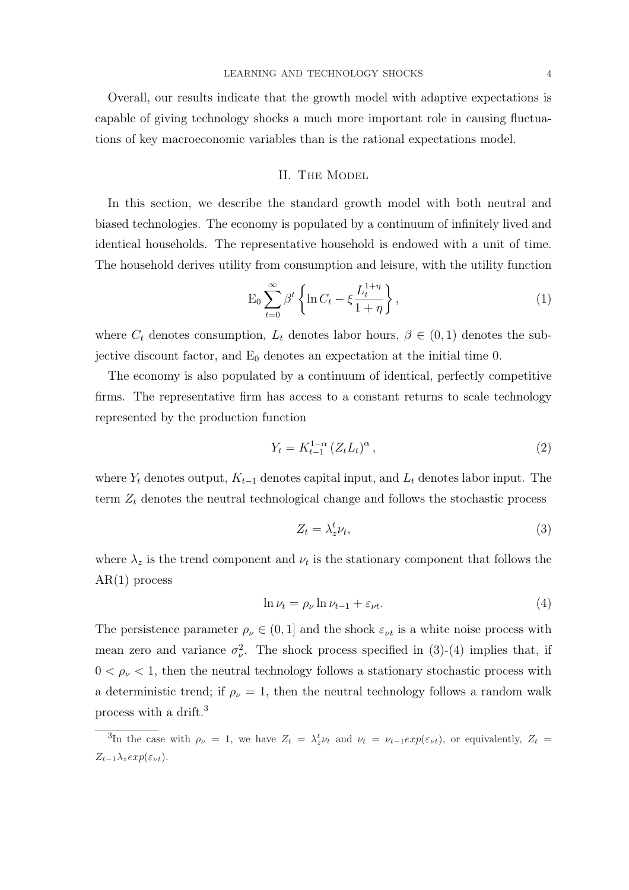Overall, our results indicate that the growth model with adaptive expectations is capable of giving technology shocks a much more important role in causing fluctuations of key macroeconomic variables than is the rational expectations model.

## II. The Model

In this section, we describe the standard growth model with both neutral and biased technologies. The economy is populated by a continuum of infinitely lived and identical households. The representative household is endowed with a unit of time. The household derives utility from consumption and leisure, with the utility function

$$\mathrm{E}_0 \sum_{t=0}^{\infty} \beta^t \left\{ \ln C_t - \xi \frac{L_t^{1+\eta}}{1+\eta} \right\}, \tag{1}$$

where $C_t$ denotes consumption, $L_t$ denotes labor hours, $\beta \in (0,1)$ denotes the subjective discount factor, and $\mathrm{E}_0$ denotes an expectation at the initial time 0.

The economy is also populated by a continuum of identical, perfectly competitive firms. The representative firm has access to a constant returns to scale technology represented by the production function

$$Y_t = K_{t-1}^{1-\alpha} \left( Z_t L_t \right)^{\alpha}, \tag{2}$$

where $Y_t$ denotes output, $K_{t-1}$ denotes capital input, and $L_t$ denotes labor input. The term $Z_t$ denotes the neutral technological change and follows the stochastic process

$$Z_t = \lambda_z^t \nu_t, \tag{3}$$

where $\lambda_z$ is the trend component and $\nu_t$ is the stationary component that follows the AR(1) process

$$\ln \nu_t = \rho_\nu \ln \nu_{t-1} + \varepsilon_{\nu t}. \tag{4}$$

The persistence parameter $\rho_\nu \in (0,1]$ and the shock $\varepsilon_{\nu t}$ is a white noise process with mean zero and variance $\sigma_\nu^2$. The shock process specified in (3)-(4) implies that, if $0 < \rho_\nu < 1$, then the neutral technology follows a stationary stochastic process with a deterministic trend; if $\rho_\nu = 1$, then the neutral technology follows a random walk process with a drift.[3]

[3]In the case with $\rho_\nu = 1$, we have $Z_t = \lambda_z^t \nu_t$ and $\nu_t = \nu_{t-1} exp(\varepsilon_{\nu t})$, or equivalently, $Z_t = Z_{t-1} \lambda_z exp(\varepsilon_{\nu t})$.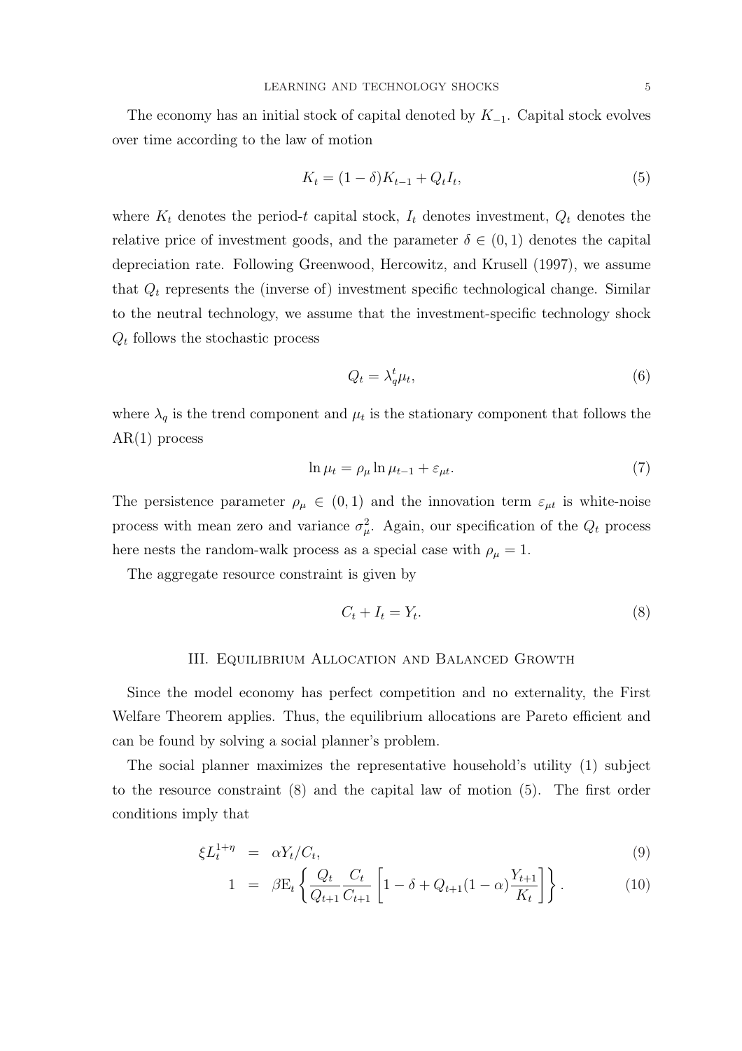The economy has an initial stock of capital denoted by $K_{-1}$. Capital stock evolves over time according to the law of motion

$$K_t = (1-\delta)K_{t-1} + Q_t I_t, \tag{5}$$

where $K_t$ denotes the period-$t$ capital stock, $I_t$ denotes investment, $Q_t$ denotes the relative price of investment goods, and the parameter $\delta \in (0,1)$ denotes the capital depreciation rate. Following Greenwood, Hercowitz, and Krusell (1997), we assume that $Q_t$ represents the (inverse of) investment specific technological change. Similar to the neutral technology, we assume that the investment-specific technology shock $Q_t$ follows the stochastic process

$$Q_t = \lambda_q^t \mu_t, \tag{6}$$

where $\lambda_q$ is the trend component and $\mu_t$ is the stationary component that follows the AR(1) process

$$\ln \mu_t = \rho_\mu \ln \mu_{t-1} + \varepsilon_{\mu t}. \tag{7}$$

The persistence parameter $\rho_\mu \in (0,1)$ and the innovation term $\varepsilon_{\mu t}$ is white-noise process with mean zero and variance $\sigma_\mu^2$. Again, our specification of the $Q_t$ process here nests the random-walk process as a special case with $\rho_\mu = 1$.

The aggregate resource constraint is given by

$$C_t + I_t = Y_t. \tag{8}$$

## III. Equilibrium Allocation and Balanced Growth

Since the model economy has perfect competition and no externality, the First Welfare Theorem applies. Thus, the equilibrium allocations are Pareto efficient and can be found by solving a social planner's problem.

The social planner maximizes the representative household's utility (1) subject to the resource constraint (8) and the capital law of motion (5). The first order conditions imply that

$$\xi L_t^{1+\eta} = \alpha Y_t / C_t, \tag{9}$$

$$1 = \beta \mathrm{E}_t \left\{ \frac{Q_t}{Q_{t+1}} \frac{C_t}{C_{t+1}} \left[ 1 - \delta + Q_{t+1}(1-\alpha)\frac{Y_{t+1}}{K_t} \right] \right\}. \tag{10}$$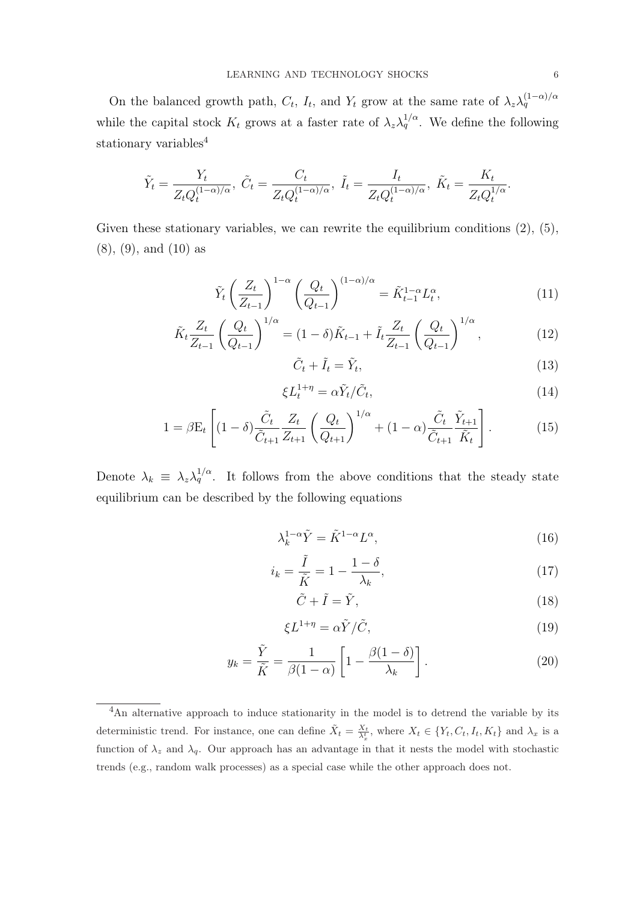On the balanced growth path, $C_t$, $I_t$, and $Y_t$ grow at the same rate of $\lambda_z \lambda_q^{(1-\alpha)/\alpha}$ while the capital stock $K_t$ grows at a faster rate of $\lambda_z \lambda_q^{1/\alpha}$. We define the following stationary variables[4]

$$\tilde{Y}_t = \frac{Y_t}{Z_t Q_t^{(1-\alpha)/\alpha}},\ \tilde{C}_t = \frac{C_t}{Z_t Q_t^{(1-\alpha)/\alpha}},\ \tilde{I}_t = \frac{I_t}{Z_t Q_t^{(1-\alpha)/\alpha}},\ \tilde{K}_t = \frac{K_t}{Z_t Q_t^{1/\alpha}}.$$

Given these stationary variables, we can rewrite the equilibrium conditions (2), (5), (8), (9), and (10) as

$$\tilde{Y}_t \left(\frac{Z_t}{Z_{t-1}}\right)^{1-\alpha} \left(\frac{Q_t}{Q_{t-1}}\right)^{(1-\alpha)/\alpha} = \tilde{K}_{t-1}^{1-\alpha} L_t^{\alpha}, \tag{11}$$

$$\tilde{K}_t \frac{Z_t}{Z_{t-1}} \left(\frac{Q_t}{Q_{t-1}}\right)^{1/\alpha} = (1-\delta)\tilde{K}_{t-1} + \tilde{I}_t \frac{Z_t}{Z_{t-1}} \left(\frac{Q_t}{Q_{t-1}}\right)^{1/\alpha}, \tag{12}$$

$$\tilde{C}_t + \tilde{I}_t = \tilde{Y}_t, \tag{13}$$

$$\xi L_t^{1+\eta} = \alpha \tilde{Y}_t / \tilde{C}_t, \tag{14}$$

$$1 = \beta \mathrm{E}_t \left[ (1-\delta) \frac{\tilde{C}_t}{\tilde{C}_{t+1}} \frac{Z_t}{Z_{t+1}} \left(\frac{Q_t}{Q_{t+1}}\right)^{1/\alpha} + (1-\alpha) \frac{\tilde{C}_t}{\tilde{C}_{t+1}} \frac{\tilde{Y}_{t+1}}{\tilde{K}_t} \right]. \tag{15}$$

Denote $\lambda_k \equiv \lambda_z \lambda_q^{1/\alpha}$. It follows from the above conditions that the steady state equilibrium can be described by the following equations

$$\lambda_k^{1-\alpha} \tilde{Y} = \tilde{K}^{1-\alpha} L^{\alpha}, \tag{16}$$

$$i_k = \frac{\tilde{I}}{\tilde{K}} = 1 - \frac{1-\delta}{\lambda_k}, \tag{17}$$

$$\tilde{C} + \tilde{I} = \tilde{Y}, \tag{18}$$

$$\xi L^{1+\eta} = \alpha \tilde{Y} / \tilde{C}, \tag{19}$$

$$y_k = \frac{\tilde{Y}}{\tilde{K}} = \frac{1}{\beta(1-\alpha)} \left[ 1 - \frac{\beta(1-\delta)}{\lambda_k} \right]. \tag{20}$$

---

[4] An alternative approach to induce stationarity in the model is to detrend the variable by its deterministic trend. For instance, one can define $\tilde{X}_t = \frac{X_t}{\lambda_x^t}$, where $X_t \in \{Y_t, C_t, I_t, K_t\}$ and $\lambda_x$ is a function of $\lambda_z$ and $\lambda_q$. Our approach has an advantage in that it nests the model with stochastic trends (e.g., random walk processes) as a special case while the other approach does not.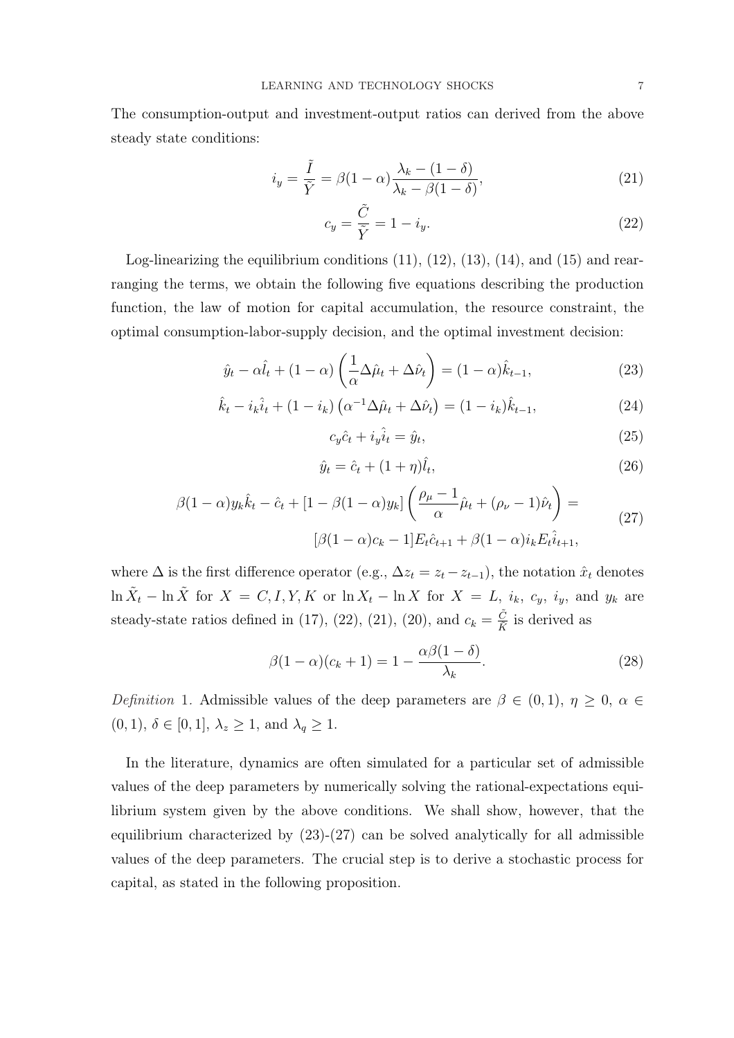The consumption-output and investment-output ratios can derived from the above steady state conditions:

$$i_y = \frac{\tilde{I}}{\tilde{Y}} = \beta(1-\alpha)\frac{\lambda_k - (1-\delta)}{\lambda_k - \beta(1-\delta)}, \tag{21}$$

$$c_y = \frac{\tilde{C}}{\tilde{Y}} = 1 - i_y. \tag{22}$$

Log-linearizing the equilibrium conditions (11), (12), (13), (14), and (15) and rearranging the terms, we obtain the following five equations describing the production function, the law of motion for capital accumulation, the resource constraint, the optimal consumption-labor-supply decision, and the optimal investment decision:

$$\hat{y}_t - \alpha\hat{l}_t + (1-\alpha)\left(\frac{1}{\alpha}\Delta\hat{\mu}_t + \Delta\hat{\nu}_t\right) = (1-\alpha)\hat{k}_{t-1}, \tag{23}$$

$$\hat{k}_t - i_k\hat{i}_t + (1-i_k)\left(\alpha^{-1}\Delta\hat{\mu}_t + \Delta\hat{\nu}_t\right) = (1-i_k)\hat{k}_{t-1}, \tag{24}$$

$$c_y\hat{c}_t + i_y\hat{i}_t = \hat{y}_t, \tag{25}$$

$$\hat{y}_t = \hat{c}_t + (1+\eta)\hat{l}_t, \tag{26}$$

$$\beta(1-\alpha)y_k\hat{k}_t - \hat{c}_t + [1-\beta(1-\alpha)y_k]\left(\frac{\rho_\mu - 1}{\alpha}\hat{\mu}_t + (\rho_\nu - 1)\hat{\nu}_t\right) = \\ [\beta(1-\alpha)c_k - 1]E_t\hat{c}_{t+1} + \beta(1-\alpha)i_k E_t\hat{i}_{t+1}, \tag{27}$$

where $\Delta$ is the first difference operator (e.g., $\Delta z_t = z_t - z_{t-1}$), the notation $\hat{x}_t$ denotes $\ln \tilde{X}_t - \ln \tilde{X}$ for $X = C, I, Y, K$ or $\ln X_t - \ln X$ for $X = L$, $i_k$, $c_y$, $i_y$, and $y_k$ are steady-state ratios defined in (17), (22), (21), (20), and $c_k = \frac{\tilde{C}}{\tilde{K}}$ is derived as

$$\beta(1-\alpha)(c_k + 1) = 1 - \frac{\alpha\beta(1-\delta)}{\lambda_k}. \tag{28}$$

*Definition* 1. Admissible values of the deep parameters are $\beta \in (0,1)$, $\eta \geq 0$, $\alpha \in (0,1)$, $\delta \in [0,1]$, $\lambda_z \geq 1$, and $\lambda_q \geq 1$.

In the literature, dynamics are often simulated for a particular set of admissible values of the deep parameters by numerically solving the rational-expectations equilibrium system given by the above conditions. We shall show, however, that the equilibrium characterized by (23)-(27) can be solved analytically for all admissible values of the deep parameters. The crucial step is to derive a stochastic process for capital, as stated in the following proposition.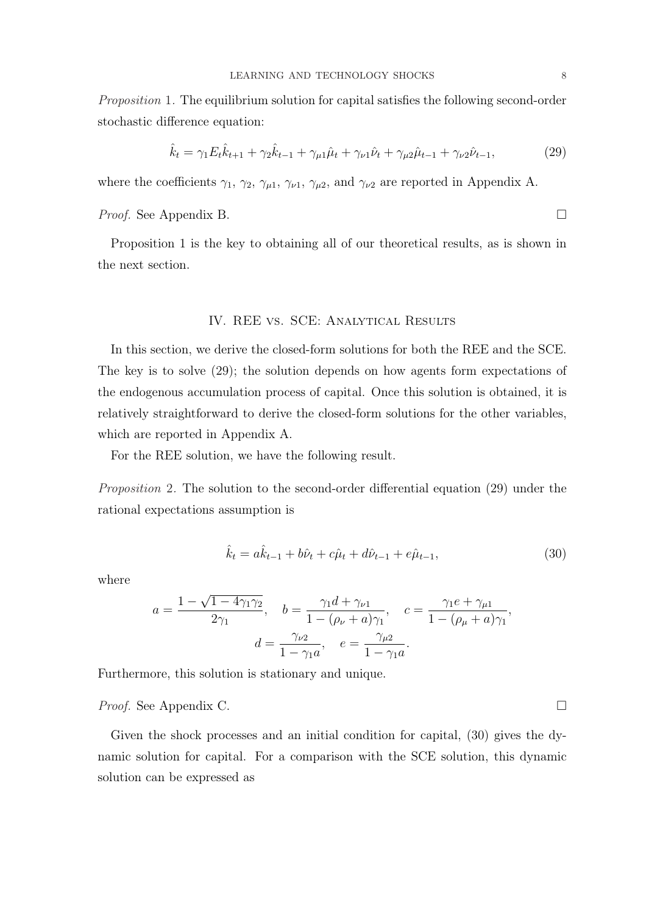*Proposition* 1. The equilibrium solution for capital satisfies the following second-order stochastic difference equation:

$$\hat{k}_t = \gamma_1 E_t \hat{k}_{t+1} + \gamma_2 \hat{k}_{t-1} + \gamma_{\mu 1} \hat{\mu}_t + \gamma_{\nu 1} \hat{\nu}_t + \gamma_{\mu 2} \hat{\mu}_{t-1} + \gamma_{\nu 2} \hat{\nu}_{t-1}, \tag{29}$$

where the coefficients $\gamma_1$, $\gamma_2$, $\gamma_{\mu 1}$, $\gamma_{\nu 1}$, $\gamma_{\mu 2}$, and $\gamma_{\nu 2}$ are reported in Appendix A.

*Proof.* See Appendix B. □

Proposition 1 is the key to obtaining all of our theoretical results, as is shown in the next section.

## IV. REE vs. SCE: Analytical Results

In this section, we derive the closed-form solutions for both the REE and the SCE. The key is to solve (29); the solution depends on how agents form expectations of the endogenous accumulation process of capital. Once this solution is obtained, it is relatively straightforward to derive the closed-form solutions for the other variables, which are reported in Appendix A.

For the REE solution, we have the following result.

*Proposition* 2. The solution to the second-order differential equation (29) under the rational expectations assumption is

$$\hat{k}_t = a\hat{k}_{t-1} + b\hat{\nu}_t + c\hat{\mu}_t + d\hat{\nu}_{t-1} + e\hat{\mu}_{t-1}, \tag{30}$$

where

$$a = \frac{1 - \sqrt{1 - 4\gamma_1\gamma_2}}{2\gamma_1}, \quad b = \frac{\gamma_1 d + \gamma_{\nu 1}}{1 - (\rho_\nu + a)\gamma_1}, \quad c = \frac{\gamma_1 e + \gamma_{\mu 1}}{1 - (\rho_\mu + a)\gamma_1},$$
$$d = \frac{\gamma_{\nu 2}}{1 - \gamma_1 a}, \quad e = \frac{\gamma_{\mu 2}}{1 - \gamma_1 a}.$$

Furthermore, this solution is stationary and unique.

*Proof.* See Appendix C. □

Given the shock processes and an initial condition for capital, (30) gives the dynamic solution for capital. For a comparison with the SCE solution, this dynamic solution can be expressed as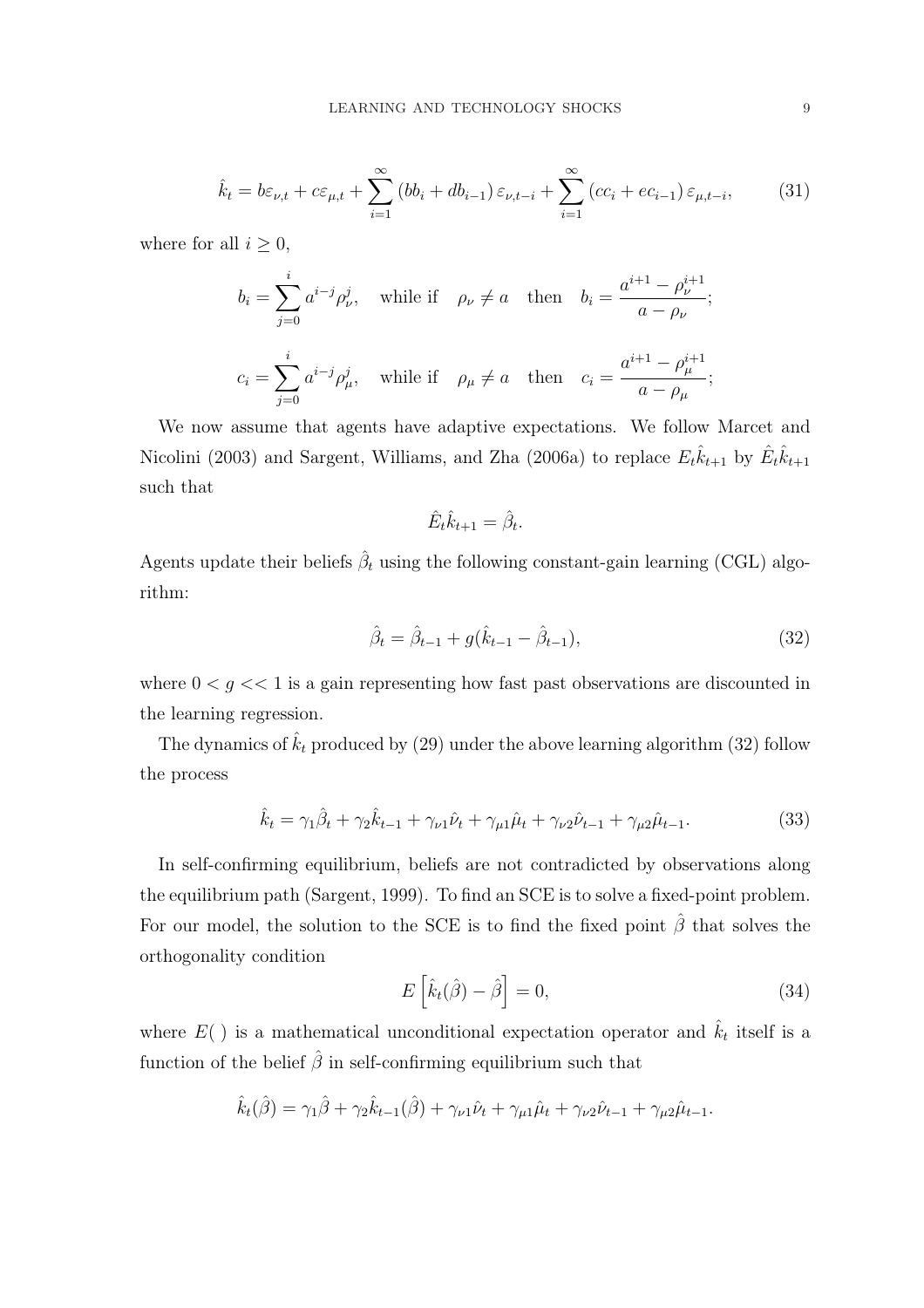$$\hat{k}_t = b\varepsilon_{\nu,t} + c\varepsilon_{\mu,t} + \sum_{i=1}^{\infty}\left(bb_i + db_{i-1}\right)\varepsilon_{\nu,t-i} + \sum_{i=1}^{\infty}\left(cc_i + ec_{i-1}\right)\varepsilon_{\mu,t-i}, \tag{31}$$

where for all $i \geq 0$,

$$b_i = \sum_{j=0}^{i} a^{i-j}\rho_\nu^j, \quad \text{while if} \quad \rho_\nu \neq a \quad \text{then} \quad b_i = \frac{a^{i+1} - \rho_\nu^{i+1}}{a - \rho_\nu};$$

$$c_i = \sum_{j=0}^{i} a^{i-j}\rho_\mu^j, \quad \text{while if} \quad \rho_\mu \neq a \quad \text{then} \quad c_i = \frac{a^{i+1} - \rho_\mu^{i+1}}{a - \rho_\mu};$$

We now assume that agents have adaptive expectations. We follow Marcet and Nicolini (2003) and Sargent, Williams, and Zha (2006a) to replace $E_t\hat{k}_{t+1}$ by $\hat{E}_t\hat{k}_{t+1}$ such that

$$\hat{E}_t\hat{k}_{t+1} = \hat{\beta}_t.$$

Agents update their beliefs $\hat{\beta}_t$ using the following constant-gain learning (CGL) algorithm:

$$\hat{\beta}_t = \hat{\beta}_{t-1} + g(\hat{k}_{t-1} - \hat{\beta}_{t-1}), \tag{32}$$

where $0 < g << 1$ is a gain representing how fast past observations are discounted in the learning regression.

The dynamics of $\hat{k}_t$ produced by (29) under the above learning algorithm (32) follow the process

$$\hat{k}_t = \gamma_1\hat{\beta}_t + \gamma_2\hat{k}_{t-1} + \gamma_{\nu 1}\hat{\nu}_t + \gamma_{\mu 1}\hat{\mu}_t + \gamma_{\nu 2}\hat{\nu}_{t-1} + \gamma_{\mu 2}\hat{\mu}_{t-1}. \tag{33}$$

In self-confirming equilibrium, beliefs are not contradicted by observations along the equilibrium path (Sargent, 1999). To find an SCE is to solve a fixed-point problem. For our model, the solution to the SCE is to find the fixed point $\hat{\beta}$ that solves the orthogonality condition

$$E\left[\hat{k}_t(\hat{\beta}) - \hat{\beta}\right] = 0, \tag{34}$$

where $E(\ )$ is a mathematical unconditional expectation operator and $\hat{k}_t$ itself is a function of the belief $\hat{\beta}$ in self-confirming equilibrium such that

$$\hat{k}_t(\hat{\beta}) = \gamma_1\hat{\beta} + \gamma_2\hat{k}_{t-1}(\hat{\beta}) + \gamma_{\nu 1}\hat{\nu}_t + \gamma_{\mu 1}\hat{\mu}_t + \gamma_{\nu 2}\hat{\nu}_{t-1} + \gamma_{\mu 2}\hat{\mu}_{t-1}.$$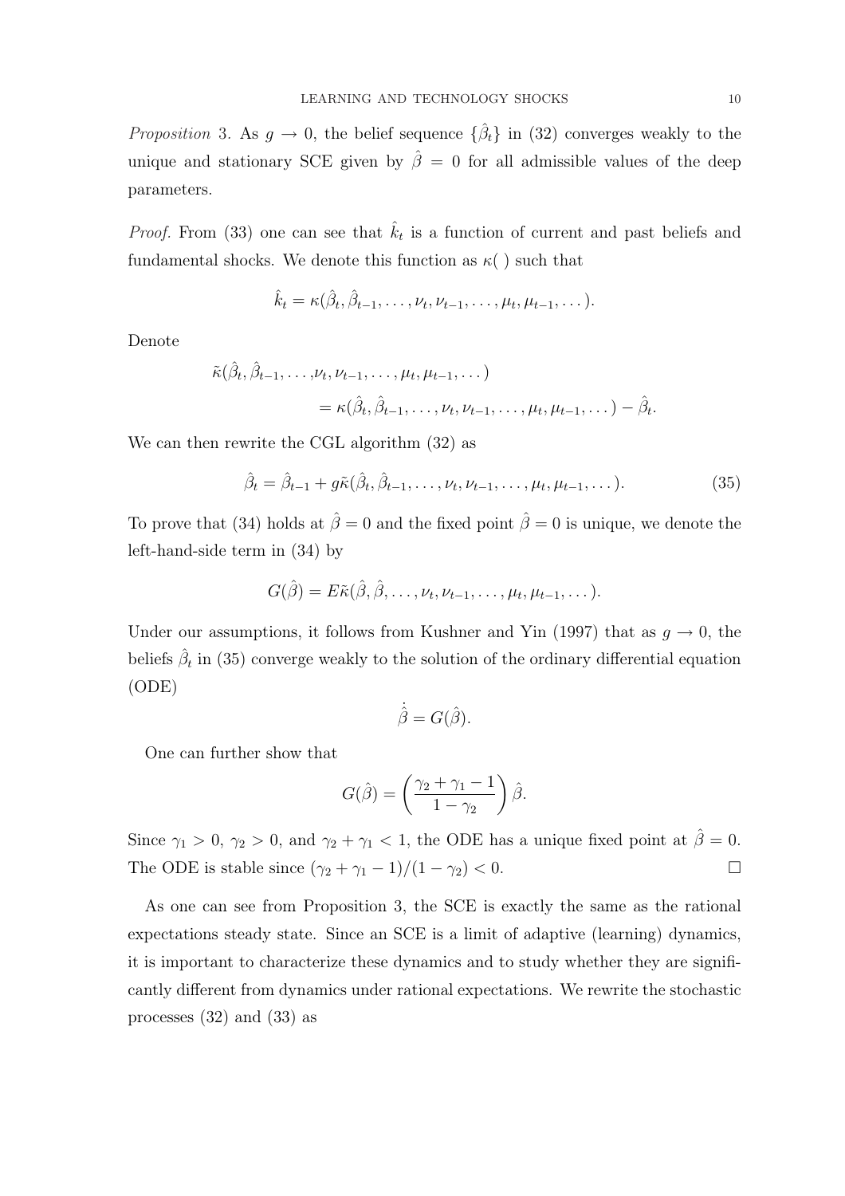*Proposition* 3. As $g \to 0$, the belief sequence $\{\hat{\beta}_t\}$ in (32) converges weakly to the unique and stationary SCE given by $\hat{\beta} = 0$ for all admissible values of the deep parameters.

*Proof.* From (33) one can see that $\hat{k}_t$ is a function of current and past beliefs and fundamental shocks. We denote this function as $\kappa(\,)$ such that

$$\hat{k}_t = \kappa(\hat{\beta}_t, \hat{\beta}_{t-1}, \dots, \nu_t, \nu_{t-1}, \dots, \mu_t, \mu_{t-1}, \dots).$$

Denote

$$\begin{aligned}\tilde{\kappa}(\hat{\beta}_t, \hat{\beta}_{t-1}, \dots, &\nu_t, \nu_{t-1}, \dots, \mu_t, \mu_{t-1}, \dots) \\ &= \kappa(\hat{\beta}_t, \hat{\beta}_{t-1}, \dots, \nu_t, \nu_{t-1}, \dots, \mu_t, \mu_{t-1}, \dots) - \hat{\beta}_t.\end{aligned}$$

We can then rewrite the CGL algorithm (32) as

$$\hat{\beta}_t = \hat{\beta}_{t-1} + g\tilde{\kappa}(\hat{\beta}_t, \hat{\beta}_{t-1}, \dots, \nu_t, \nu_{t-1}, \dots, \mu_t, \mu_{t-1}, \dots). \tag{35}$$

To prove that (34) holds at $\hat{\beta} = 0$ and the fixed point $\hat{\beta} = 0$ is unique, we denote the left-hand-side term in (34) by

$$G(\hat{\beta}) = E\tilde{\kappa}(\hat{\beta}, \hat{\beta}, \dots, \nu_t, \nu_{t-1}, \dots, \mu_t, \mu_{t-1}, \dots).$$

Under our assumptions, it follows from Kushner and Yin (1997) that as $g \to 0$, the beliefs $\hat{\beta}_t$ in (35) converge weakly to the solution of the ordinary differential equation (ODE)

$$\dot{\hat{\beta}} = G(\hat{\beta}).$$

One can further show that

$$G(\hat{\beta}) = \left(\frac{\gamma_2 + \gamma_1 - 1}{1 - \gamma_2}\right)\hat{\beta}.$$

Since $\gamma_1 > 0$, $\gamma_2 > 0$, and $\gamma_2 + \gamma_1 < 1$, the ODE has a unique fixed point at $\hat{\beta} = 0$. The ODE is stable since $(\gamma_2 + \gamma_1 - 1)/(1 - \gamma_2) < 0$. $\square$

As one can see from Proposition 3, the SCE is exactly the same as the rational expectations steady state. Since an SCE is a limit of adaptive (learning) dynamics, it is important to characterize these dynamics and to study whether they are significantly different from dynamics under rational expectations. We rewrite the stochastic processes (32) and (33) as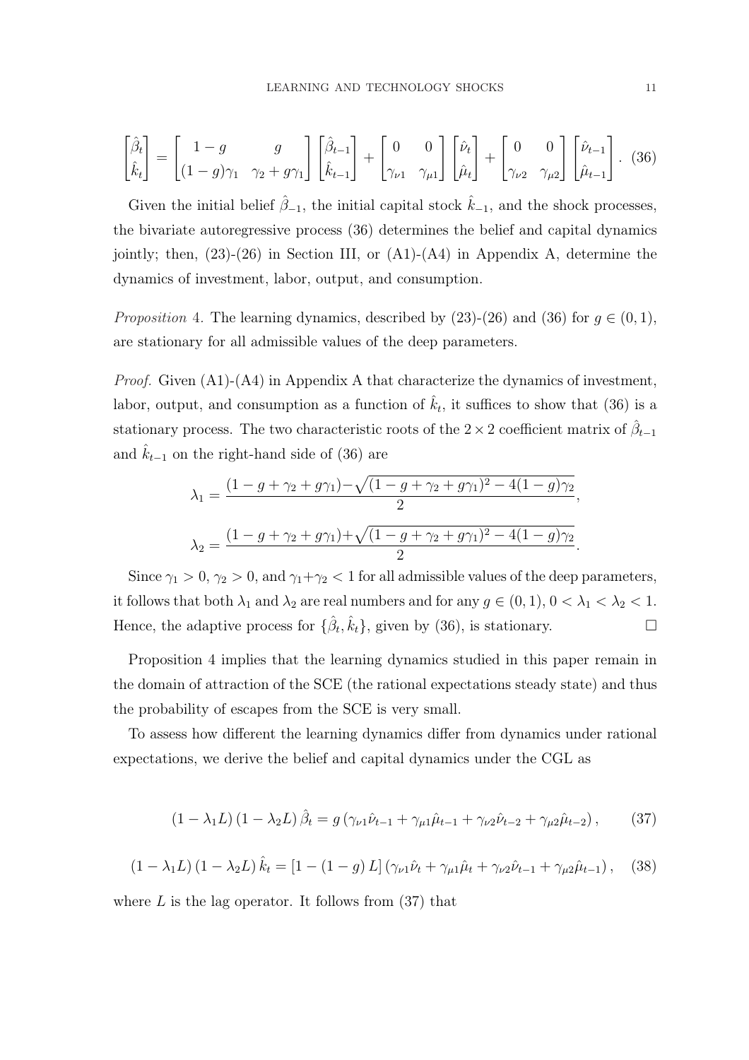$$
\begin{bmatrix} \hat{\beta}_t \\ \hat{k}_t \end{bmatrix} = \begin{bmatrix} 1-g & g \\ (1-g)\gamma_1 & \gamma_2 + g\gamma_1 \end{bmatrix} \begin{bmatrix} \hat{\beta}_{t-1} \\ \hat{k}_{t-1} \end{bmatrix} + \begin{bmatrix} 0 & 0 \\ \gamma_{\nu 1} & \gamma_{\mu 1} \end{bmatrix} \begin{bmatrix} \hat{\nu}_t \\ \hat{\mu}_t \end{bmatrix} + \begin{bmatrix} 0 & 0 \\ \gamma_{\nu 2} & \gamma_{\mu 2} \end{bmatrix} \begin{bmatrix} \hat{\nu}_{t-1} \\ \hat{\mu}_{t-1} \end{bmatrix}. \quad (36)
$$

Given the initial belief $\hat{\beta}_{-1}$, the initial capital stock $\hat{k}_{-1}$, and the shock processes, the bivariate autoregressive process (36) determines the belief and capital dynamics jointly; then, (23)-(26) in Section III, or (A1)-(A4) in Appendix A, determine the dynamics of investment, labor, output, and consumption.

*Proposition* 4. The learning dynamics, described by (23)-(26) and (36) for $g \in (0,1)$, are stationary for all admissible values of the deep parameters.

*Proof.* Given (A1)-(A4) in Appendix A that characterize the dynamics of investment, labor, output, and consumption as a function of $\hat{k}_t$, it suffices to show that (36) is a stationary process. The two characteristic roots of the $2 \times 2$ coefficient matrix of $\hat{\beta}_{t-1}$ and $\hat{k}_{t-1}$ on the right-hand side of (36) are

$$
\lambda_1 = \frac{(1-g+\gamma_2+g\gamma_1) - \sqrt{(1-g+\gamma_2+g\gamma_1)^2 - 4(1-g)\gamma_2}}{2},
$$

$$
\lambda_2 = \frac{(1-g+\gamma_2+g\gamma_1) + \sqrt{(1-g+\gamma_2+g\gamma_1)^2 - 4(1-g)\gamma_2}}{2}.
$$

Since $\gamma_1 > 0$, $\gamma_2 > 0$, and $\gamma_1 + \gamma_2 < 1$ for all admissible values of the deep parameters, it follows that both $\lambda_1$ and $\lambda_2$ are real numbers and for any $g \in (0,1)$, $0 < \lambda_1 < \lambda_2 < 1$. Hence, the adaptive process for $\{\hat{\beta}_t, \hat{k}_t\}$, given by (36), is stationary. $\square$

Proposition 4 implies that the learning dynamics studied in this paper remain in the domain of attraction of the SCE (the rational expectations steady state) and thus the probability of escapes from the SCE is very small.

To assess how different the learning dynamics differ from dynamics under rational expectations, we derive the belief and capital dynamics under the CGL as

$$
(1-\lambda_1 L)(1-\lambda_2 L)\,\hat{\beta}_t = g\left(\gamma_{\nu 1}\hat{\nu}_{t-1} + \gamma_{\mu 1}\hat{\mu}_{t-1} + \gamma_{\nu 2}\hat{\nu}_{t-2} + \gamma_{\mu 2}\hat{\mu}_{t-2}\right), \quad (37)
$$

$$
(1-\lambda_1 L)(1-\lambda_2 L)\,\hat{k}_t = \left[1-(1-g)\,L\right]\left(\gamma_{\nu 1}\hat{\nu}_t + \gamma_{\mu 1}\hat{\mu}_t + \gamma_{\nu 2}\hat{\nu}_{t-1} + \gamma_{\mu 2}\hat{\mu}_{t-1}\right), \quad (38)
$$

where $L$ is the lag operator. It follows from (37) that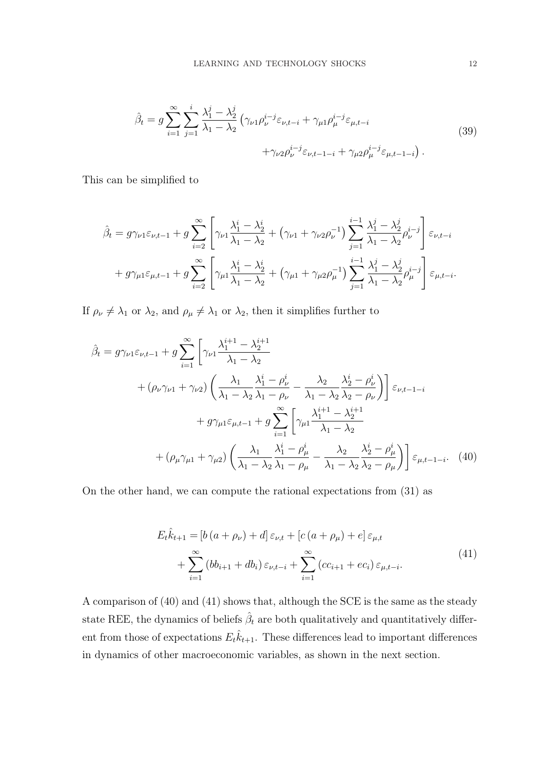$$
\hat{\beta}_t = g \sum_{i=1}^{\infty} \sum_{j=1}^{i} \frac{\lambda_1^j - \lambda_2^j}{\lambda_1 - \lambda_2} \left( \gamma_{\nu 1} \rho_\nu^{i-j} \varepsilon_{\nu,t-i} + \gamma_{\mu 1} \rho_\mu^{i-j} \varepsilon_{\mu,t-i} \right.
$$
$$
\left. + \gamma_{\nu 2} \rho_\nu^{i-j} \varepsilon_{\nu,t-1-i} + \gamma_{\mu 2} \rho_\mu^{i-j} \varepsilon_{\mu,t-1-i} \right). \tag{39}
$$

This can be simplified to

$$
\hat{\beta}_t = g \gamma_{\nu 1} \varepsilon_{\nu,t-1} + g \sum_{i=2}^{\infty} \left[ \gamma_{\nu 1} \frac{\lambda_1^i - \lambda_2^i}{\lambda_1 - \lambda_2} + \left( \gamma_{\nu 1} + \gamma_{\nu 2} \rho_\nu^{-1} \right) \sum_{j=1}^{i-1} \frac{\lambda_1^j - \lambda_2^j}{\lambda_1 - \lambda_2} \rho_\nu^{i-j} \right] \varepsilon_{\nu,t-i}
$$
$$
+ g \gamma_{\mu 1} \varepsilon_{\mu,t-1} + g \sum_{i=2}^{\infty} \left[ \gamma_{\mu 1} \frac{\lambda_1^i - \lambda_2^i}{\lambda_1 - \lambda_2} + \left( \gamma_{\mu 1} + \gamma_{\mu 2} \rho_\mu^{-1} \right) \sum_{j=1}^{i-1} \frac{\lambda_1^j - \lambda_2^j}{\lambda_1 - \lambda_2} \rho_\mu^{i-j} \right] \varepsilon_{\mu,t-i}.
$$

If $\rho_\nu \neq \lambda_1$ or $\lambda_2$, and $\rho_\mu \neq \lambda_1$ or $\lambda_2$, then it simplifies further to

$$
\hat{\beta}_t = g \gamma_{\nu 1} \varepsilon_{\nu,t-1} + g \sum_{i=1}^{\infty} \left[ \gamma_{\nu 1} \frac{\lambda_1^{i+1} - \lambda_2^{i+1}}{\lambda_1 - \lambda_2} \right.
$$
$$
\left. + \left( \rho_\nu \gamma_{\nu 1} + \gamma_{\nu 2} \right) \left( \frac{\lambda_1}{\lambda_1 - \lambda_2} \frac{\lambda_1^i - \rho_\nu^i}{\lambda_1 - \rho_\nu} - \frac{\lambda_2}{\lambda_1 - \lambda_2} \frac{\lambda_2^i - \rho_\nu^i}{\lambda_2 - \rho_\nu} \right) \right] \varepsilon_{\nu,t-1-i}
$$
$$
+ g \gamma_{\mu 1} \varepsilon_{\mu,t-1} + g \sum_{i=1}^{\infty} \left[ \gamma_{\mu 1} \frac{\lambda_1^{i+1} - \lambda_2^{i+1}}{\lambda_1 - \lambda_2} \right.
$$
$$
\left. + \left( \rho_\mu \gamma_{\mu 1} + \gamma_{\mu 2} \right) \left( \frac{\lambda_1}{\lambda_1 - \lambda_2} \frac{\lambda_1^i - \rho_\mu^i}{\lambda_1 - \rho_\mu} - \frac{\lambda_2}{\lambda_1 - \lambda_2} \frac{\lambda_2^i - \rho_\mu^i}{\lambda_2 - \rho_\mu} \right) \right] \varepsilon_{\mu,t-1-i}. \tag{40}
$$

On the other hand, we can compute the rational expectations from (31) as

$$
E_t \hat{k}_{t+1} = \left[ b \left( a + \rho_\nu \right) + d \right] \varepsilon_{\nu,t} + \left[ c \left( a + \rho_\mu \right) + e \right] \varepsilon_{\mu,t}
$$
$$
+ \sum_{i=1}^{\infty} \left( b b_{i+1} + d b_i \right) \varepsilon_{\nu,t-i} + \sum_{i=1}^{\infty} \left( c c_{i+1} + e c_i \right) \varepsilon_{\mu,t-i}. \tag{41}
$$

A comparison of (40) and (41) shows that, although the SCE is the same as the steady state REE, the dynamics of beliefs $\hat{\beta}_t$ are both qualitatively and quantitatively different from those of expectations $E_t \hat{k}_{t+1}$. These differences lead to important differences in dynamics of other macroeconomic variables, as shown in the next section.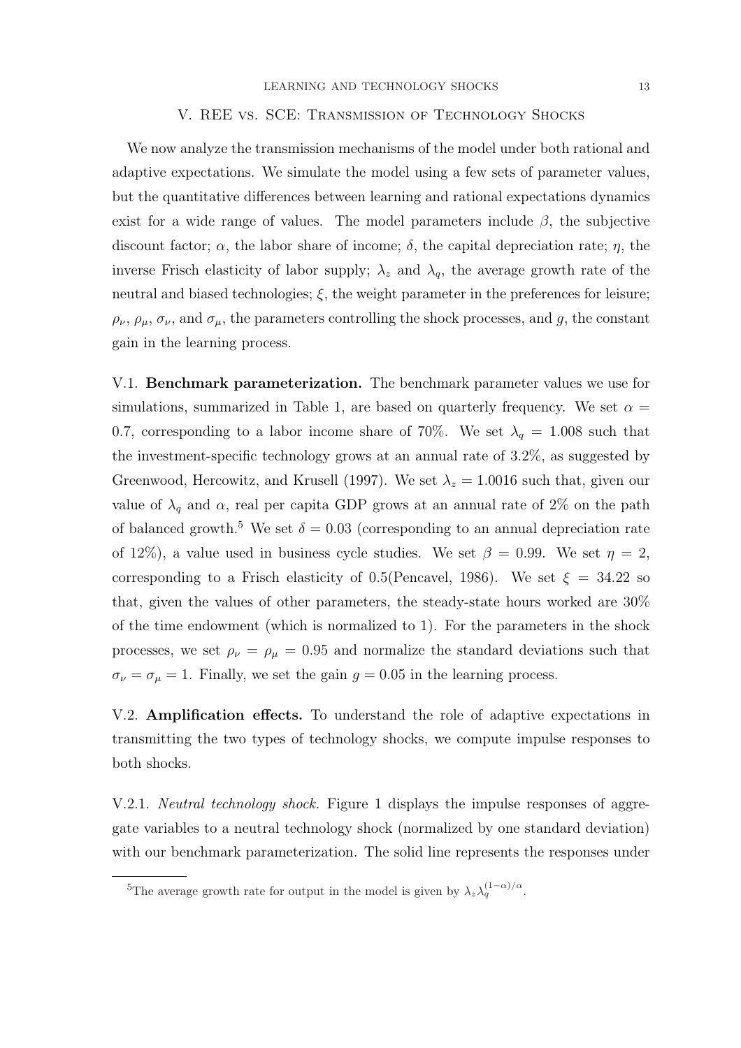## V. REE vs. SCE: Transmission of Technology Shocks

We now analyze the transmission mechanisms of the model under both rational and adaptive expectations. We simulate the model using a few sets of parameter values, but the quantitative differences between learning and rational expectations dynamics exist for a wide range of values. The model parameters include $\beta$, the subjective discount factor; $\alpha$, the labor share of income; $\delta$, the capital depreciation rate; $\eta$, the inverse Frisch elasticity of labor supply; $\lambda_z$ and $\lambda_q$, the average growth rate of the neutral and biased technologies; $\xi$, the weight parameter in the preferences for leisure; $\rho_\nu$, $\rho_\mu$, $\sigma_\nu$, and $\sigma_\mu$, the parameters controlling the shock processes, and $g$, the constant gain in the learning process.

V.1. **Benchmark parameterization.** The benchmark parameter values we use for simulations, summarized in Table 1, are based on quarterly frequency. We set $\alpha = 0.7$, corresponding to a labor income share of 70%. We set $\lambda_q = 1.008$ such that the investment-specific technology grows at an annual rate of 3.2%, as suggested by Greenwood, Hercowitz, and Krusell (1997). We set $\lambda_z = 1.0016$ such that, given our value of $\lambda_q$ and $\alpha$, real per capita GDP grows at an annual rate of 2% on the path of balanced growth.[5] We set $\delta = 0.03$ (corresponding to an annual depreciation rate of 12%), a value used in business cycle studies. We set $\beta = 0.99$. We set $\eta = 2$, corresponding to a Frisch elasticity of 0.5(Pencavel, 1986). We set $\xi = 34.22$ so that, given the values of other parameters, the steady-state hours worked are 30% of the time endowment (which is normalized to 1). For the parameters in the shock processes, we set $\rho_\nu = \rho_\mu = 0.95$ and normalize the standard deviations such that $\sigma_\nu = \sigma_\mu = 1$. Finally, we set the gain $g = 0.05$ in the learning process.

V.2. **Amplification effects.** To understand the role of adaptive expectations in transmitting the two types of technology shocks, we compute impulse responses to both shocks.

V.2.1. *Neutral technology shock.* Figure 1 displays the impulse responses of aggregate variables to a neutral technology shock (normalized by one standard deviation) with our benchmark parameterization. The solid line represents the responses under

[5] The average growth rate for output in the model is given by $\lambda_z \lambda_q^{(1-\alpha)/\alpha}$.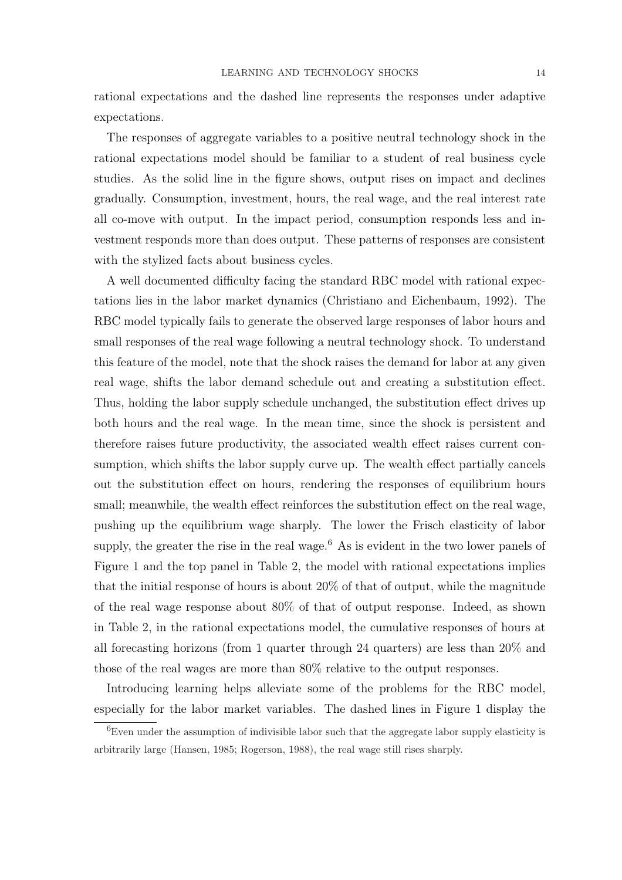rational expectations and the dashed line represents the responses under adaptive expectations.

The responses of aggregate variables to a positive neutral technology shock in the rational expectations model should be familiar to a student of real business cycle studies. As the solid line in the figure shows, output rises on impact and declines gradually. Consumption, investment, hours, the real wage, and the real interest rate all co-move with output. In the impact period, consumption responds less and investment responds more than does output. These patterns of responses are consistent with the stylized facts about business cycles.

A well documented difficulty facing the standard RBC model with rational expectations lies in the labor market dynamics (Christiano and Eichenbaum, 1992). The RBC model typically fails to generate the observed large responses of labor hours and small responses of the real wage following a neutral technology shock. To understand this feature of the model, note that the shock raises the demand for labor at any given real wage, shifts the labor demand schedule out and creating a substitution effect. Thus, holding the labor supply schedule unchanged, the substitution effect drives up both hours and the real wage. In the mean time, since the shock is persistent and therefore raises future productivity, the associated wealth effect raises current consumption, which shifts the labor supply curve up. The wealth effect partially cancels out the substitution effect on hours, rendering the responses of equilibrium hours small; meanwhile, the wealth effect reinforces the substitution effect on the real wage, pushing up the equilibrium wage sharply. The lower the Frisch elasticity of labor supply, the greater the rise in the real wage.[6] As is evident in the two lower panels of Figure 1 and the top panel in Table 2, the model with rational expectations implies that the initial response of hours is about 20% of that of output, while the magnitude of the real wage response about 80% of that of output response. Indeed, as shown in Table 2, in the rational expectations model, the cumulative responses of hours at all forecasting horizons (from 1 quarter through 24 quarters) are less than 20% and those of the real wages are more than 80% relative to the output responses.

Introducing learning helps alleviate some of the problems for the RBC model, especially for the labor market variables. The dashed lines in Figure 1 display the

[6] Even under the assumption of indivisible labor such that the aggregate labor supply elasticity is arbitrarily large (Hansen, 1985; Rogerson, 1988), the real wage still rises sharply.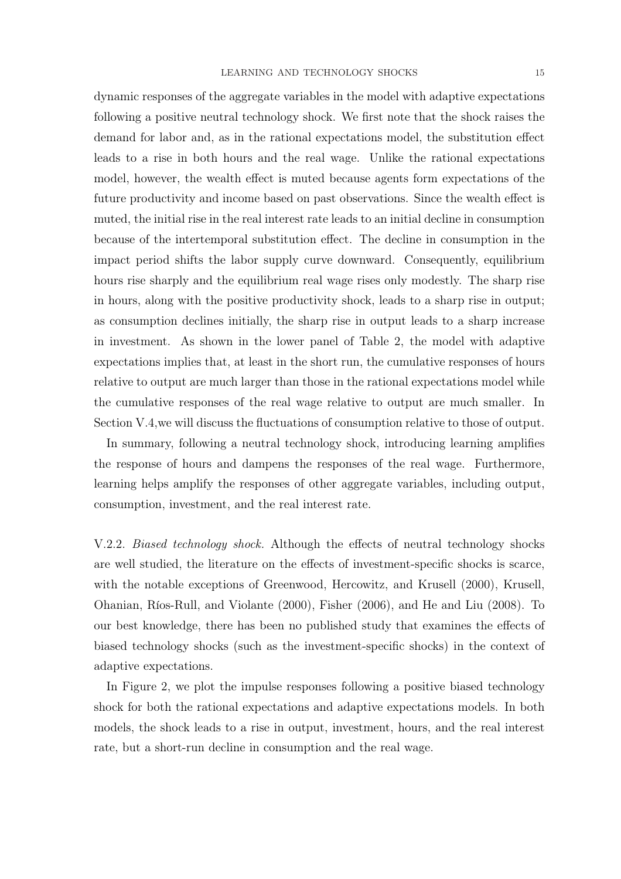dynamic responses of the aggregate variables in the model with adaptive expectations following a positive neutral technology shock. We first note that the shock raises the demand for labor and, as in the rational expectations model, the substitution effect leads to a rise in both hours and the real wage. Unlike the rational expectations model, however, the wealth effect is muted because agents form expectations of the future productivity and income based on past observations. Since the wealth effect is muted, the initial rise in the real interest rate leads to an initial decline in consumption because of the intertemporal substitution effect. The decline in consumption in the impact period shifts the labor supply curve downward. Consequently, equilibrium hours rise sharply and the equilibrium real wage rises only modestly. The sharp rise in hours, along with the positive productivity shock, leads to a sharp rise in output; as consumption declines initially, the sharp rise in output leads to a sharp increase in investment. As shown in the lower panel of Table 2, the model with adaptive expectations implies that, at least in the short run, the cumulative responses of hours relative to output are much larger than those in the rational expectations model while the cumulative responses of the real wage relative to output are much smaller. In Section V.4,we will discuss the fluctuations of consumption relative to those of output.

In summary, following a neutral technology shock, introducing learning amplifies the response of hours and dampens the responses of the real wage. Furthermore, learning helps amplify the responses of other aggregate variables, including output, consumption, investment, and the real interest rate.

V.2.2. *Biased technology shock.* Although the effects of neutral technology shocks are well studied, the literature on the effects of investment-specific shocks is scarce, with the notable exceptions of Greenwood, Hercowitz, and Krusell (2000), Krusell, Ohanian, Ríos-Rull, and Violante (2000), Fisher (2006), and He and Liu (2008). To our best knowledge, there has been no published study that examines the effects of biased technology shocks (such as the investment-specific shocks) in the context of adaptive expectations.

In Figure 2, we plot the impulse responses following a positive biased technology shock for both the rational expectations and adaptive expectations models. In both models, the shock leads to a rise in output, investment, hours, and the real interest rate, but a short-run decline in consumption and the real wage.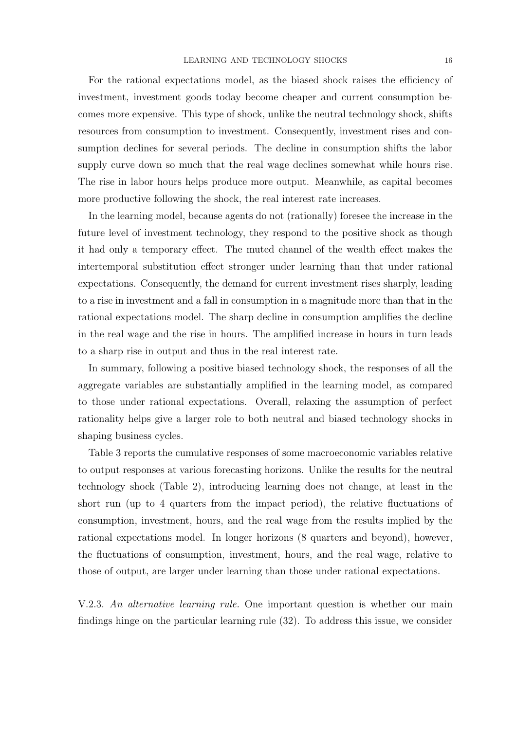For the rational expectations model, as the biased shock raises the efficiency of investment, investment goods today become cheaper and current consumption becomes more expensive. This type of shock, unlike the neutral technology shock, shifts resources from consumption to investment. Consequently, investment rises and consumption declines for several periods. The decline in consumption shifts the labor supply curve down so much that the real wage declines somewhat while hours rise. The rise in labor hours helps produce more output. Meanwhile, as capital becomes more productive following the shock, the real interest rate increases.

In the learning model, because agents do not (rationally) foresee the increase in the future level of investment technology, they respond to the positive shock as though it had only a temporary effect. The muted channel of the wealth effect makes the intertemporal substitution effect stronger under learning than that under rational expectations. Consequently, the demand for current investment rises sharply, leading to a rise in investment and a fall in consumption in a magnitude more than that in the rational expectations model. The sharp decline in consumption amplifies the decline in the real wage and the rise in hours. The amplified increase in hours in turn leads to a sharp rise in output and thus in the real interest rate.

In summary, following a positive biased technology shock, the responses of all the aggregate variables are substantially amplified in the learning model, as compared to those under rational expectations. Overall, relaxing the assumption of perfect rationality helps give a larger role to both neutral and biased technology shocks in shaping business cycles.

Table 3 reports the cumulative responses of some macroeconomic variables relative to output responses at various forecasting horizons. Unlike the results for the neutral technology shock (Table 2), introducing learning does not change, at least in the short run (up to 4 quarters from the impact period), the relative fluctuations of consumption, investment, hours, and the real wage from the results implied by the rational expectations model. In longer horizons (8 quarters and beyond), however, the fluctuations of consumption, investment, hours, and the real wage, relative to those of output, are larger under learning than those under rational expectations.

V.2.3. *An alternative learning rule.* One important question is whether our main findings hinge on the particular learning rule (32). To address this issue, we consider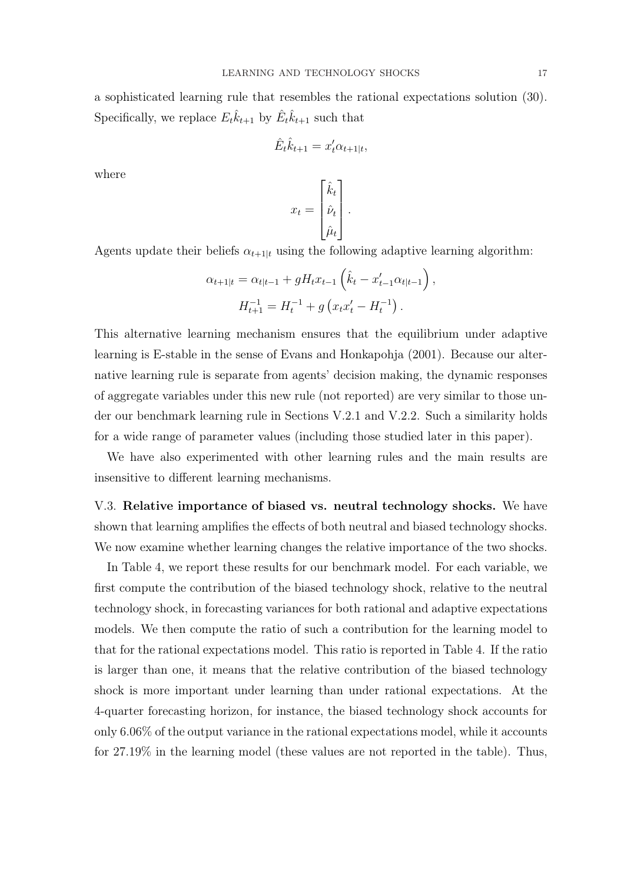a sophisticated learning rule that resembles the rational expectations solution (30). Specifically, we replace $E_t \hat{k}_{t+1}$ by $\hat{E}_t \hat{k}_{t+1}$ such that

$$\hat{E}_t \hat{k}_{t+1} = x_t' \alpha_{t+1|t},$$

where

$$x_t = \begin{bmatrix} \hat{k}_t \\ \hat{\nu}_t \\ \hat{\mu}_t \end{bmatrix}.$$

Agents update their beliefs $\alpha_{t+1|t}$ using the following adaptive learning algorithm:

$$\alpha_{t+1|t} = \alpha_{t|t-1} + g H_t x_{t-1} \left( \hat{k}_t - x_{t-1}' \alpha_{t|t-1} \right),$$

$$H_{t+1}^{-1} = H_t^{-1} + g \left( x_t x_t' - H_t^{-1} \right).$$

This alternative learning mechanism ensures that the equilibrium under adaptive learning is E-stable in the sense of Evans and Honkapohja (2001). Because our alternative learning rule is separate from agents' decision making, the dynamic responses of aggregate variables under this new rule (not reported) are very similar to those under our benchmark learning rule in Sections V.2.1 and V.2.2. Such a similarity holds for a wide range of parameter values (including those studied later in this paper).

We have also experimented with other learning rules and the main results are insensitive to different learning mechanisms.

V.3. **Relative importance of biased vs. neutral technology shocks.** We have shown that learning amplifies the effects of both neutral and biased technology shocks. We now examine whether learning changes the relative importance of the two shocks.

In Table 4, we report these results for our benchmark model. For each variable, we first compute the contribution of the biased technology shock, relative to the neutral technology shock, in forecasting variances for both rational and adaptive expectations models. We then compute the ratio of such a contribution for the learning model to that for the rational expectations model. This ratio is reported in Table 4. If the ratio is larger than one, it means that the relative contribution of the biased technology shock is more important under learning than under rational expectations. At the 4-quarter forecasting horizon, for instance, the biased technology shock accounts for only 6.06% of the output variance in the rational expectations model, while it accounts for 27.19% in the learning model (these values are not reported in the table). Thus,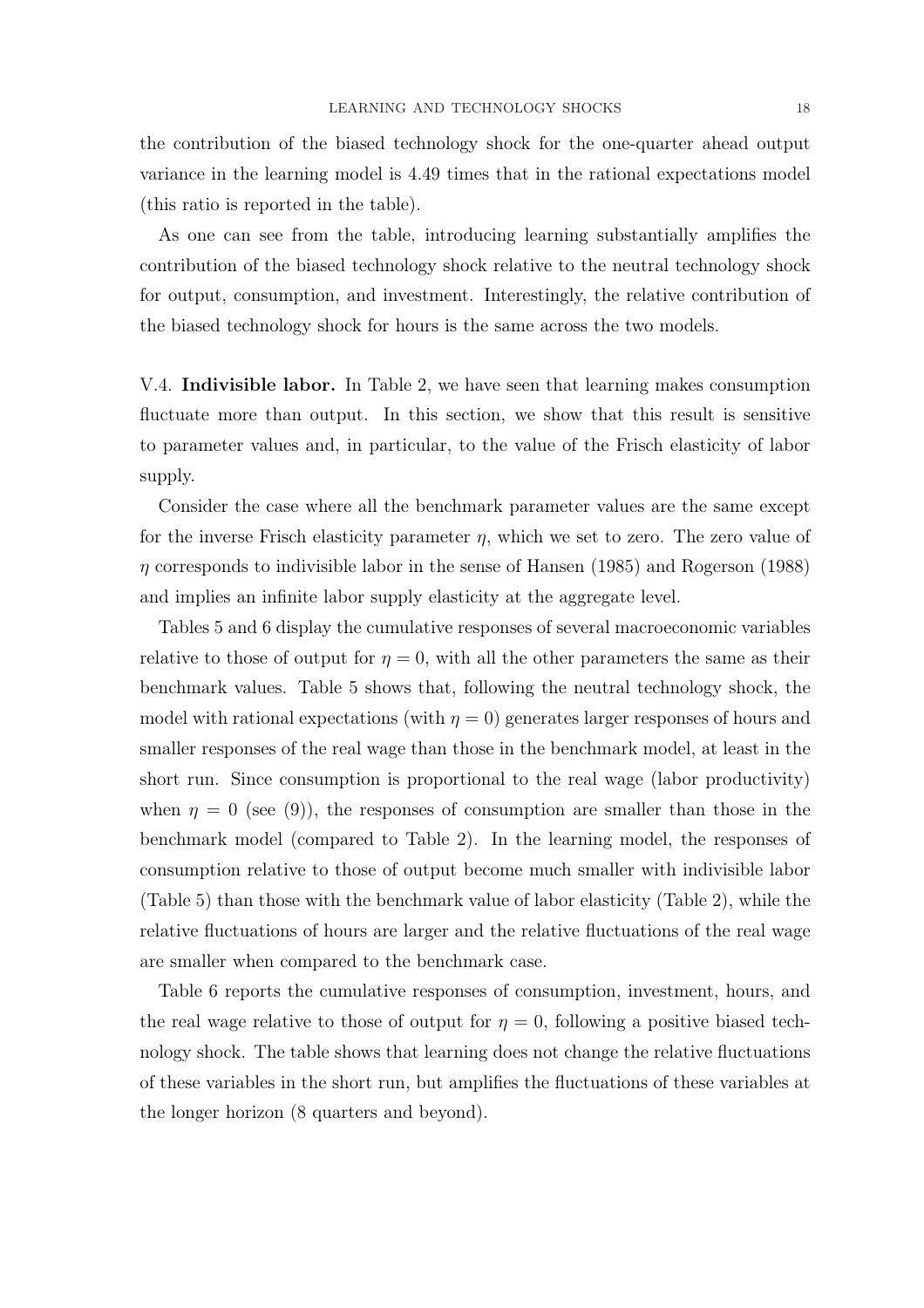the contribution of the biased technology shock for the one-quarter ahead output variance in the learning model is 4.49 times that in the rational expectations model (this ratio is reported in the table).

As one can see from the table, introducing learning substantially amplifies the contribution of the biased technology shock relative to the neutral technology shock for output, consumption, and investment. Interestingly, the relative contribution of the biased technology shock for hours is the same across the two models.

V.4. **Indivisible labor.** In Table 2, we have seen that learning makes consumption fluctuate more than output. In this section, we show that this result is sensitive to parameter values and, in particular, to the value of the Frisch elasticity of labor supply.

Consider the case where all the benchmark parameter values are the same except for the inverse Frisch elasticity parameter $\eta$, which we set to zero. The zero value of $\eta$ corresponds to indivisible labor in the sense of Hansen (1985) and Rogerson (1988) and implies an infinite labor supply elasticity at the aggregate level.

Tables 5 and 6 display the cumulative responses of several macroeconomic variables relative to those of output for $\eta = 0$, with all the other parameters the same as their benchmark values. Table 5 shows that, following the neutral technology shock, the model with rational expectations (with $\eta = 0$) generates larger responses of hours and smaller responses of the real wage than those in the benchmark model, at least in the short run. Since consumption is proportional to the real wage (labor productivity) when $\eta = 0$ (see (9)), the responses of consumption are smaller than those in the benchmark model (compared to Table 2). In the learning model, the responses of consumption relative to those of output become much smaller with indivisible labor (Table 5) than those with the benchmark value of labor elasticity (Table 2), while the relative fluctuations of hours are larger and the relative fluctuations of the real wage are smaller when compared to the benchmark case.

Table 6 reports the cumulative responses of consumption, investment, hours, and the real wage relative to those of output for $\eta = 0$, following a positive biased technology shock. The table shows that learning does not change the relative fluctuations of these variables in the short run, but amplifies the fluctuations of these variables at the longer horizon (8 quarters and beyond).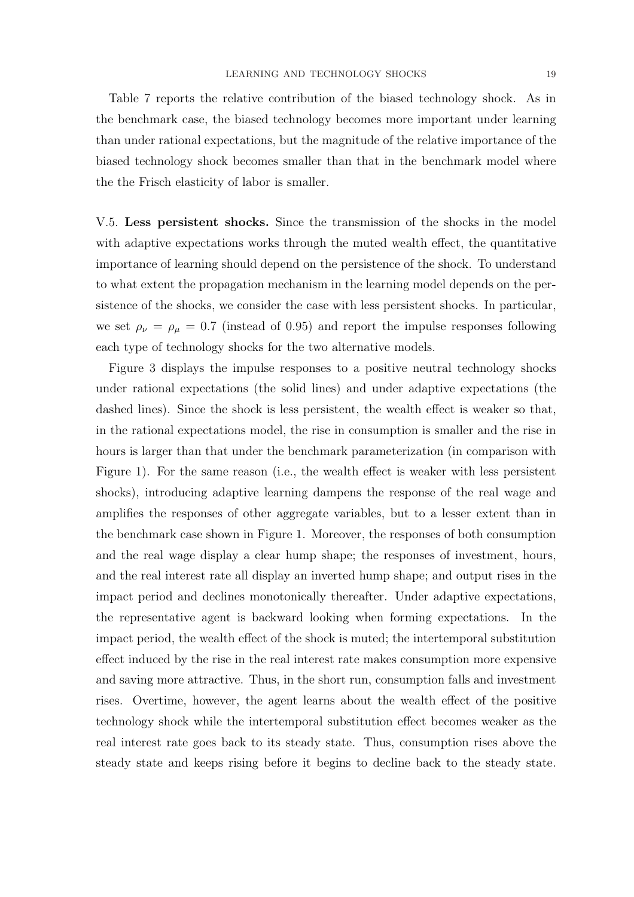Table 7 reports the relative contribution of the biased technology shock. As in the benchmark case, the biased technology becomes more important under learning than under rational expectations, but the magnitude of the relative importance of the biased technology shock becomes smaller than that in the benchmark model where the the Frisch elasticity of labor is smaller.

V.5. **Less persistent shocks.** Since the transmission of the shocks in the model with adaptive expectations works through the muted wealth effect, the quantitative importance of learning should depend on the persistence of the shock. To understand to what extent the propagation mechanism in the learning model depends on the persistence of the shocks, we consider the case with less persistent shocks. In particular, we set $\rho_\nu = \rho_\mu = 0.7$ (instead of 0.95) and report the impulse responses following each type of technology shocks for the two alternative models.

Figure 3 displays the impulse responses to a positive neutral technology shocks under rational expectations (the solid lines) and under adaptive expectations (the dashed lines). Since the shock is less persistent, the wealth effect is weaker so that, in the rational expectations model, the rise in consumption is smaller and the rise in hours is larger than that under the benchmark parameterization (in comparison with Figure 1). For the same reason (i.e., the wealth effect is weaker with less persistent shocks), introducing adaptive learning dampens the response of the real wage and amplifies the responses of other aggregate variables, but to a lesser extent than in the benchmark case shown in Figure 1. Moreover, the responses of both consumption and the real wage display a clear hump shape; the responses of investment, hours, and the real interest rate all display an inverted hump shape; and output rises in the impact period and declines monotonically thereafter. Under adaptive expectations, the representative agent is backward looking when forming expectations. In the impact period, the wealth effect of the shock is muted; the intertemporal substitution effect induced by the rise in the real interest rate makes consumption more expensive and saving more attractive. Thus, in the short run, consumption falls and investment rises. Overtime, however, the agent learns about the wealth effect of the positive technology shock while the intertemporal substitution effect becomes weaker as the real interest rate goes back to its steady state. Thus, consumption rises above the steady state and keeps rising before it begins to decline back to the steady state.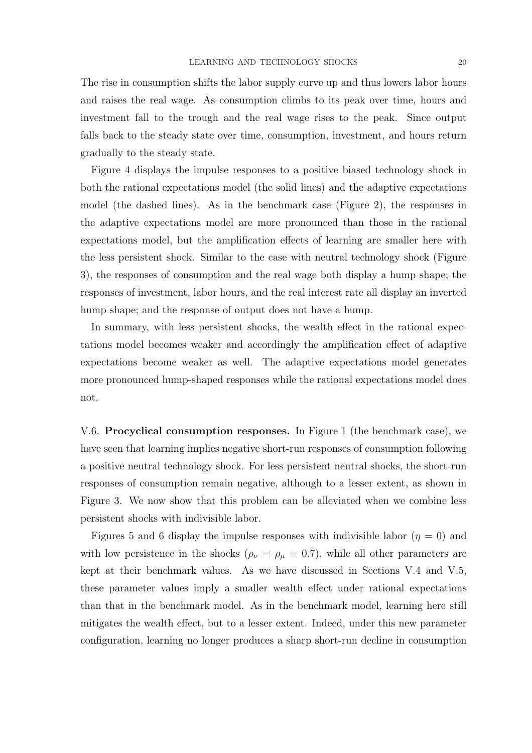The rise in consumption shifts the labor supply curve up and thus lowers labor hours and raises the real wage. As consumption climbs to its peak over time, hours and investment fall to the trough and the real wage rises to the peak. Since output falls back to the steady state over time, consumption, investment, and hours return gradually to the steady state.

Figure 4 displays the impulse responses to a positive biased technology shock in both the rational expectations model (the solid lines) and the adaptive expectations model (the dashed lines). As in the benchmark case (Figure 2), the responses in the adaptive expectations model are more pronounced than those in the rational expectations model, but the amplification effects of learning are smaller here with the less persistent shock. Similar to the case with neutral technology shock (Figure 3), the responses of consumption and the real wage both display a hump shape; the responses of investment, labor hours, and the real interest rate all display an inverted hump shape; and the response of output does not have a hump.

In summary, with less persistent shocks, the wealth effect in the rational expectations model becomes weaker and accordingly the amplification effect of adaptive expectations become weaker as well. The adaptive expectations model generates more pronounced hump-shaped responses while the rational expectations model does not.

V.6. **Procyclical consumption responses.** In Figure 1 (the benchmark case), we have seen that learning implies negative short-run responses of consumption following a positive neutral technology shock. For less persistent neutral shocks, the short-run responses of consumption remain negative, although to a lesser extent, as shown in Figure 3. We now show that this problem can be alleviated when we combine less persistent shocks with indivisible labor.

Figures 5 and 6 display the impulse responses with indivisible labor ($\eta = 0$) and with low persistence in the shocks ($\rho_\nu = \rho_\mu = 0.7$), while all other parameters are kept at their benchmark values. As we have discussed in Sections V.4 and V.5, these parameter values imply a smaller wealth effect under rational expectations than that in the benchmark model. As in the benchmark model, learning here still mitigates the wealth effect, but to a lesser extent. Indeed, under this new parameter configuration, learning no longer produces a sharp short-run decline in consumption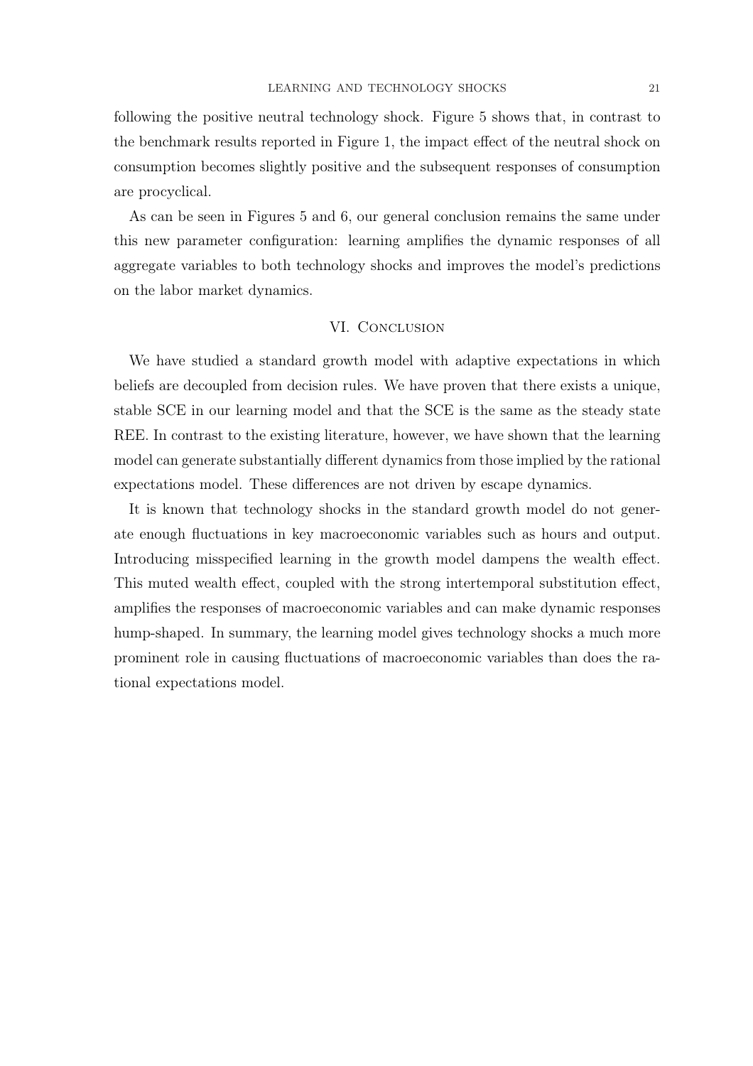following the positive neutral technology shock. Figure 5 shows that, in contrast to the benchmark results reported in Figure 1, the impact effect of the neutral shock on consumption becomes slightly positive and the subsequent responses of consumption are procyclical.

As can be seen in Figures 5 and 6, our general conclusion remains the same under this new parameter configuration: learning amplifies the dynamic responses of all aggregate variables to both technology shocks and improves the model's predictions on the labor market dynamics.

## VI. Conclusion

We have studied a standard growth model with adaptive expectations in which beliefs are decoupled from decision rules. We have proven that there exists a unique, stable SCE in our learning model and that the SCE is the same as the steady state REE. In contrast to the existing literature, however, we have shown that the learning model can generate substantially different dynamics from those implied by the rational expectations model. These differences are not driven by escape dynamics.

It is known that technology shocks in the standard growth model do not generate enough fluctuations in key macroeconomic variables such as hours and output. Introducing misspecified learning in the growth model dampens the wealth effect. This muted wealth effect, coupled with the strong intertemporal substitution effect, amplifies the responses of macroeconomic variables and can make dynamic responses hump-shaped. In summary, the learning model gives technology shocks a much more prominent role in causing fluctuations of macroeconomic variables than does the rational expectations model.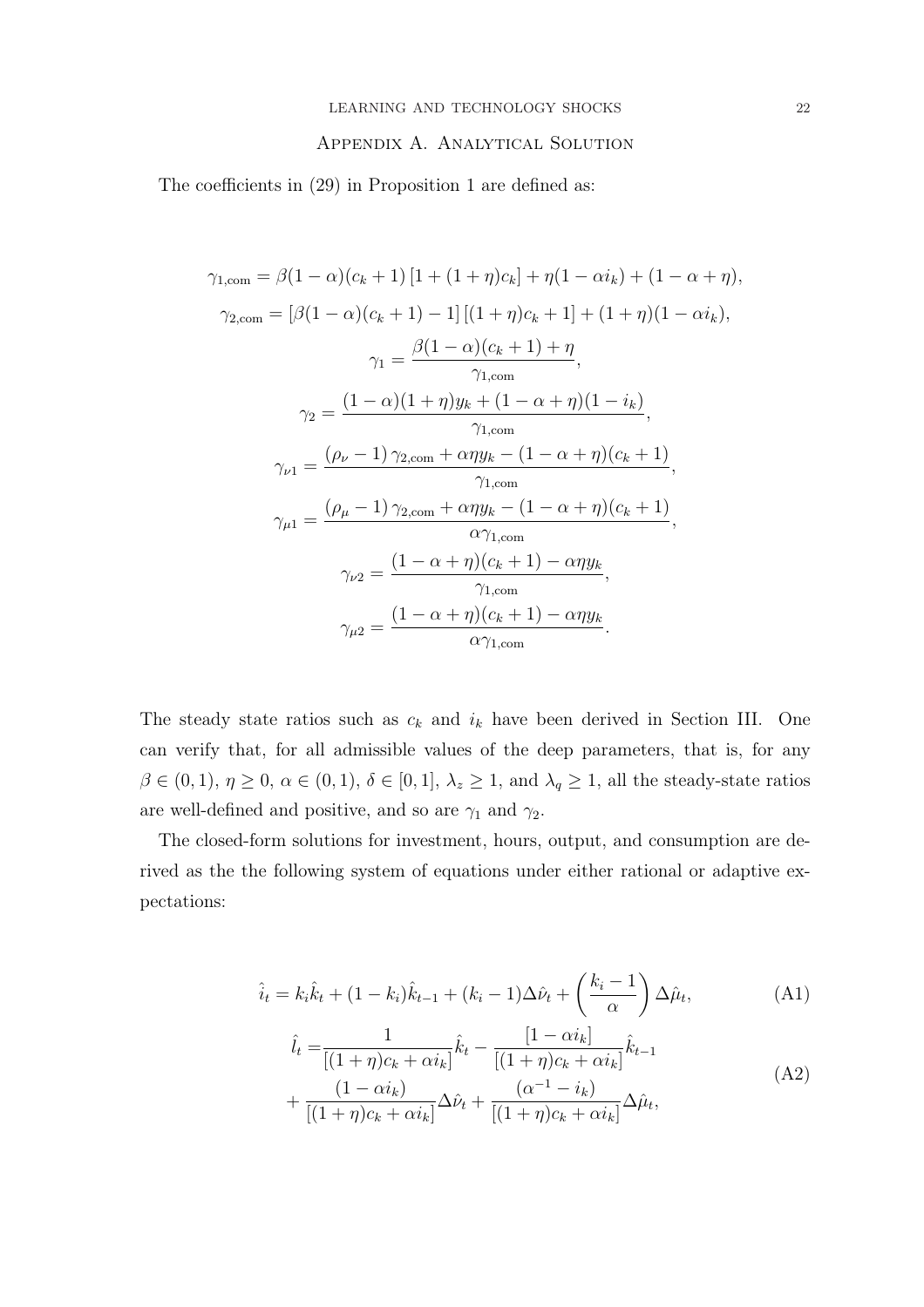## Appendix A. Analytical Solution

The coefficients in (29) in Proposition 1 are defined as:

$$
\gamma_{1,\text{com}} = \beta(1-\alpha)(c_k+1)\left[1+(1+\eta)c_k\right] + \eta(1-\alpha i_k) + (1-\alpha+\eta),
$$

$$
\gamma_{2,\text{com}} = \left[\beta(1-\alpha)(c_k+1)-1\right]\left[(1+\eta)c_k+1\right] + (1+\eta)(1-\alpha i_k),
$$

$$
\gamma_1 = \frac{\beta(1-\alpha)(c_k+1)+\eta}{\gamma_{1,\text{com}}},
$$

$$
\gamma_2 = \frac{(1-\alpha)(1+\eta)y_k + (1-\alpha+\eta)(1-i_k)}{\gamma_{1,\text{com}}},
$$

$$
\gamma_{\nu 1} = \frac{(\rho_\nu - 1)\,\gamma_{2,\text{com}} + \alpha\eta y_k - (1-\alpha+\eta)(c_k+1)}{\gamma_{1,\text{com}}},
$$

$$
\gamma_{\mu 1} = \frac{(\rho_\mu - 1)\,\gamma_{2,\text{com}} + \alpha\eta y_k - (1-\alpha+\eta)(c_k+1)}{\alpha\gamma_{1,\text{com}}},
$$

$$
\gamma_{\nu 2} = \frac{(1-\alpha+\eta)(c_k+1) - \alpha\eta y_k}{\gamma_{1,\text{com}}},
$$

$$
\gamma_{\mu 2} = \frac{(1-\alpha+\eta)(c_k+1) - \alpha\eta y_k}{\alpha\gamma_{1,\text{com}}}.
$$

The steady state ratios such as $c_k$ and $i_k$ have been derived in Section III. One can verify that, for all admissible values of the deep parameters, that is, for any $\beta \in (0,1)$, $\eta \geq 0$, $\alpha \in (0,1)$, $\delta \in [0,1]$, $\lambda_z \geq 1$, and $\lambda_q \geq 1$, all the steady-state ratios are well-defined and positive, and so are $\gamma_1$ and $\gamma_2$.

The closed-form solutions for investment, hours, output, and consumption are derived as the the following system of equations under either rational or adaptive expectations:

$$
\hat{i}_t = k_i \hat{k}_t + (1-k_i)\hat{k}_{t-1} + (k_i - 1)\Delta\hat{\nu}_t + \left(\frac{k_i-1}{\alpha}\right)\Delta\hat{\mu}_t, \tag{A1}
$$

$$
\begin{aligned}
\hat{l}_t =& \frac{1}{[(1+\eta)c_k + \alpha i_k]}\hat{k}_t - \frac{[1-\alpha i_k]}{[(1+\eta)c_k + \alpha i_k]}\hat{k}_{t-1} \\
&+ \frac{(1-\alpha i_k)}{[(1+\eta)c_k + \alpha i_k]}\Delta\hat{\nu}_t + \frac{(\alpha^{-1} - i_k)}{[(1+\eta)c_k + \alpha i_k]}\Delta\hat{\mu}_t,
\end{aligned} \tag{A2}
$$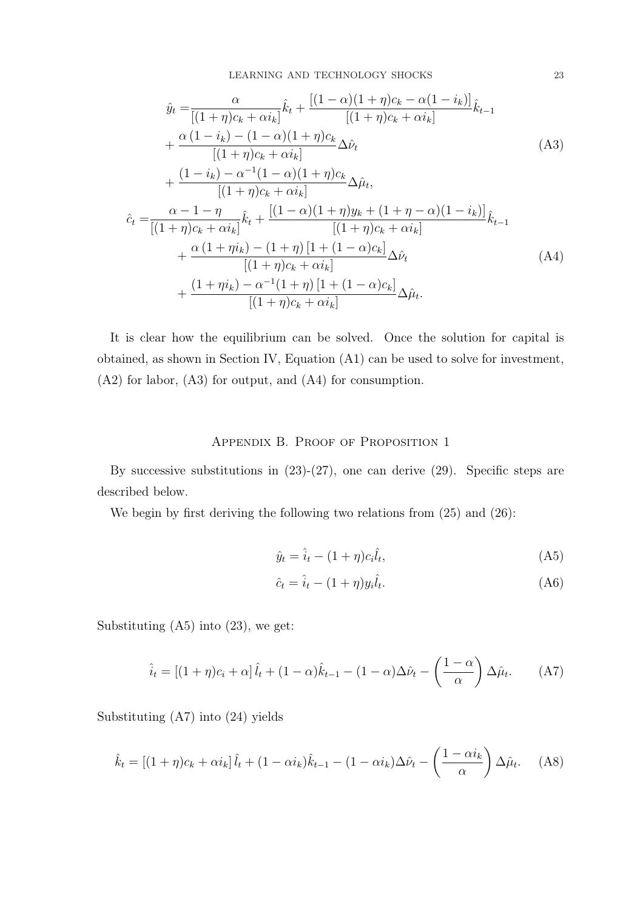$$
\begin{aligned}
\hat{y}_t =& \frac{\alpha}{[(1+\eta)c_k + \alpha i_k]}\hat{k}_t + \frac{[(1-\alpha)(1+\eta)c_k - \alpha(1-i_k)]}{[(1+\eta)c_k + \alpha i_k]}\hat{k}_{t-1} \\
&+ \frac{\alpha\,(1-i_k) - (1-\alpha)(1+\eta)c_k}{[(1+\eta)c_k + \alpha i_k]}\Delta\hat{\nu}_t \\
&+ \frac{(1-i_k) - \alpha^{-1}(1-\alpha)(1+\eta)c_k}{[(1+\eta)c_k + \alpha i_k]}\Delta\hat{\mu}_t,
\end{aligned}
\tag{A3}
$$

$$
\begin{aligned}
\hat{c}_t =& \frac{\alpha - 1 - \eta}{[(1+\eta)c_k + \alpha i_k]}\hat{k}_t + \frac{[(1-\alpha)(1+\eta)y_k + (1+\eta-\alpha)(1-i_k)]}{[(1+\eta)c_k + \alpha i_k]}\hat{k}_{t-1} \\
&+ \frac{\alpha\,(1+\eta i_k) - (1+\eta)\,[1+(1-\alpha)c_k]}{[(1+\eta)c_k + \alpha i_k]}\Delta\hat{\nu}_t \\
&+ \frac{(1+\eta i_k) - \alpha^{-1}(1+\eta)\,[1+(1-\alpha)c_k]}{[(1+\eta)c_k + \alpha i_k]}\Delta\hat{\mu}_t.
\end{aligned}
\tag{A4}
$$

It is clear how the equilibrium can be solved. Once the solution for capital is obtained, as shown in Section IV, Equation (A1) can be used to solve for investment, (A2) for labor, (A3) for output, and (A4) for consumption.

## Appendix B. Proof of Proposition 1

By successive substitutions in (23)-(27), one can derive (29). Specific steps are described below.

We begin by first deriving the following two relations from (25) and (26):

$$
\hat{y}_t = \hat{i}_t - (1+\eta)c_i\hat{l}_t, \tag{A5}
$$

$$
\hat{c}_t = \hat{i}_t - (1+\eta)y_i\hat{l}_t. \tag{A6}
$$

Substituting (A5) into (23), we get:

$$
\hat{i}_t = [(1+\eta)c_i + \alpha]\,\hat{l}_t + (1-\alpha)\hat{k}_{t-1} - (1-\alpha)\Delta\hat{\nu}_t - \left(\frac{1-\alpha}{\alpha}\right)\Delta\hat{\mu}_t. \tag{A7}
$$

Substituting (A7) into (24) yields

$$
\hat{k}_t = [(1+\eta)c_k + \alpha i_k]\,\hat{l}_t + (1-\alpha i_k)\hat{k}_{t-1} - (1-\alpha i_k)\Delta\hat{\nu}_t - \left(\frac{1-\alpha i_k}{\alpha}\right)\Delta\hat{\mu}_t. \tag{A8}
$$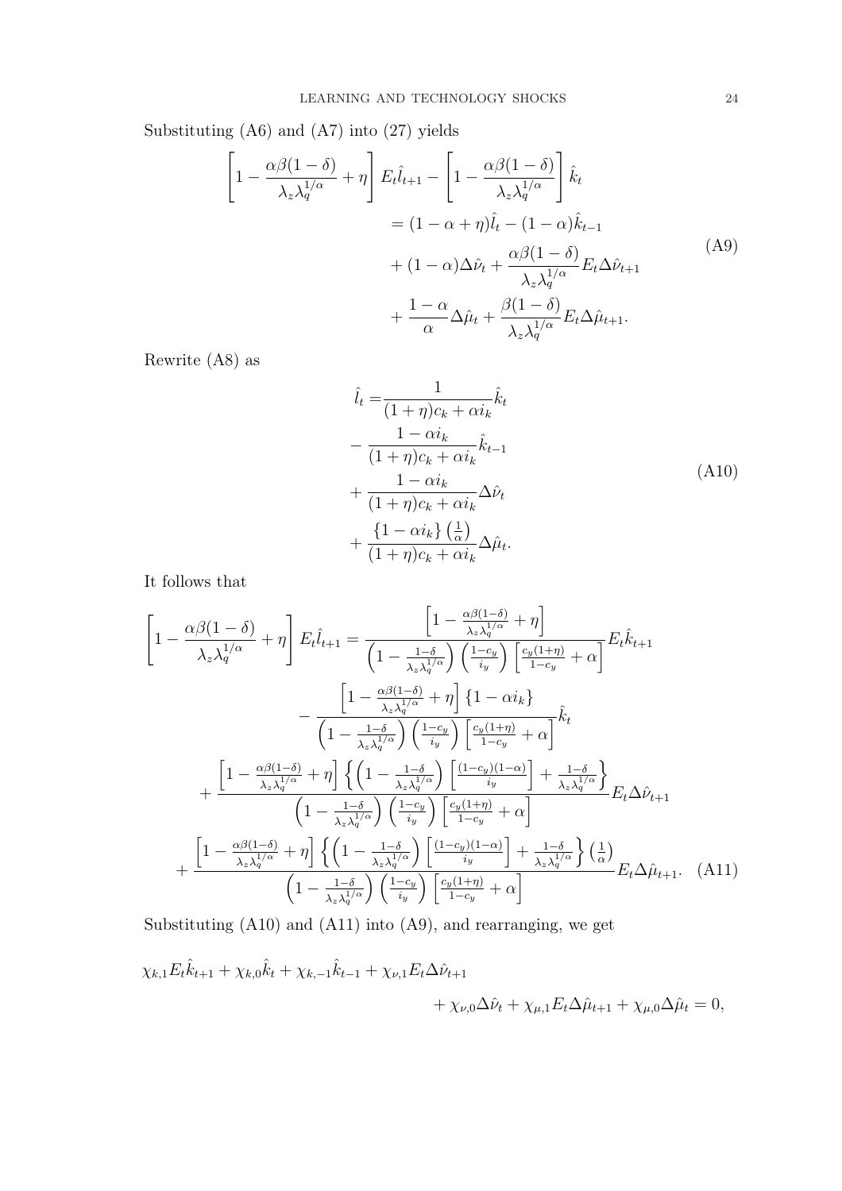Substituting (A6) and (A7) into (27) yields

$$
\begin{aligned}
\left[1-\frac{\alpha\beta(1-\delta)}{\lambda_z\lambda_q^{1/\alpha}}+\eta\right]E_t\hat{l}_{t+1}-\left[1-\frac{\alpha\beta(1-\delta)}{\lambda_z\lambda_q^{1/\alpha}}\right]\hat{k}_t
&=(1-\alpha+\eta)\hat{l}_t-(1-\alpha)\hat{k}_{t-1}\\
&\quad+(1-\alpha)\Delta\hat{\nu}_t+\frac{\alpha\beta(1-\delta)}{\lambda_z\lambda_q^{1/\alpha}}E_t\Delta\hat{\nu}_{t+1}\\
&\quad+\frac{1-\alpha}{\alpha}\Delta\hat{\mu}_t+\frac{\beta(1-\delta)}{\lambda_z\lambda_q^{1/\alpha}}E_t\Delta\hat{\mu}_{t+1}.
\end{aligned}
\tag{A9}
$$

Rewrite (A8) as

$$
\begin{aligned}
\hat{l}_t=&\frac{1}{(1+\eta)c_k+\alpha i_k}\hat{k}_t\\
&-\frac{1-\alpha i_k}{(1+\eta)c_k+\alpha i_k}\hat{k}_{t-1}\\
&+\frac{1-\alpha i_k}{(1+\eta)c_k+\alpha i_k}\Delta\hat{\nu}_t\\
&+\frac{\{1-\alpha i_k\}\left(\frac{1}{\alpha}\right)}{(1+\eta)c_k+\alpha i_k}\Delta\hat{\mu}_t.
\end{aligned}
\tag{A10}
$$

It follows that

$$
\begin{aligned}
\left[1-\frac{\alpha\beta(1-\delta)}{\lambda_z\lambda_q^{1/\alpha}}+\eta\right]E_t\hat{l}_{t+1}=&\frac{\left[1-\frac{\alpha\beta(1-\delta)}{\lambda_z\lambda_q^{1/\alpha}}+\eta\right]}{\left(1-\frac{1-\delta}{\lambda_z\lambda_q^{1/\alpha}}\right)\left(\frac{1-c_y}{i_y}\right)\left[\frac{c_y(1+\eta)}{1-c_y}+\alpha\right]}E_t\hat{k}_{t+1}\\
&-\frac{\left[1-\frac{\alpha\beta(1-\delta)}{\lambda_z\lambda_q^{1/\alpha}}+\eta\right]\{1-\alpha i_k\}}{\left(1-\frac{1-\delta}{\lambda_z\lambda_q^{1/\alpha}}\right)\left(\frac{1-c_y}{i_y}\right)\left[\frac{c_y(1+\eta)}{1-c_y}+\alpha\right]}\hat{k}_t\\
&+\frac{\left[1-\frac{\alpha\beta(1-\delta)}{\lambda_z\lambda_q^{1/\alpha}}+\eta\right]\left\{\left(1-\frac{1-\delta}{\lambda_z\lambda_q^{1/\alpha}}\right)\left[\frac{(1-c_y)(1-\alpha)}{i_y}\right]+\frac{1-\delta}{\lambda_z\lambda_q^{1/\alpha}}\right\}}{\left(1-\frac{1-\delta}{\lambda_z\lambda_q^{1/\alpha}}\right)\left(\frac{1-c_y}{i_y}\right)\left[\frac{c_y(1+\eta)}{1-c_y}+\alpha\right]}E_t\Delta\hat{\nu}_{t+1}\\
&+\frac{\left[1-\frac{\alpha\beta(1-\delta)}{\lambda_z\lambda_q^{1/\alpha}}+\eta\right]\left\{\left(1-\frac{1-\delta}{\lambda_z\lambda_q^{1/\alpha}}\right)\left[\frac{(1-c_y)(1-\alpha)}{i_y}\right]+\frac{1-\delta}{\lambda_z\lambda_q^{1/\alpha}}\right\}\left(\frac{1}{\alpha}\right)}{\left(1-\frac{1-\delta}{\lambda_z\lambda_q^{1/\alpha}}\right)\left(\frac{1-c_y}{i_y}\right)\left[\frac{c_y(1+\eta)}{1-c_y}+\alpha\right]}E_t\Delta\hat{\mu}_{t+1}.
\end{aligned}
\tag{A11}
$$

Substituting (A10) and (A11) into (A9), and rearranging, we get

$$
\chi_{k,1}E_t\hat{k}_{t+1}+\chi_{k,0}\hat{k}_t+\chi_{k,-1}\hat{k}_{t-1}+\chi_{\nu,1}E_t\Delta\hat{\nu}_{t+1}+\chi_{\nu,0}\Delta\hat{\nu}_t+\chi_{\mu,1}E_t\Delta\hat{\mu}_{t+1}+\chi_{\mu,0}\Delta\hat{\mu}_t=0,
$$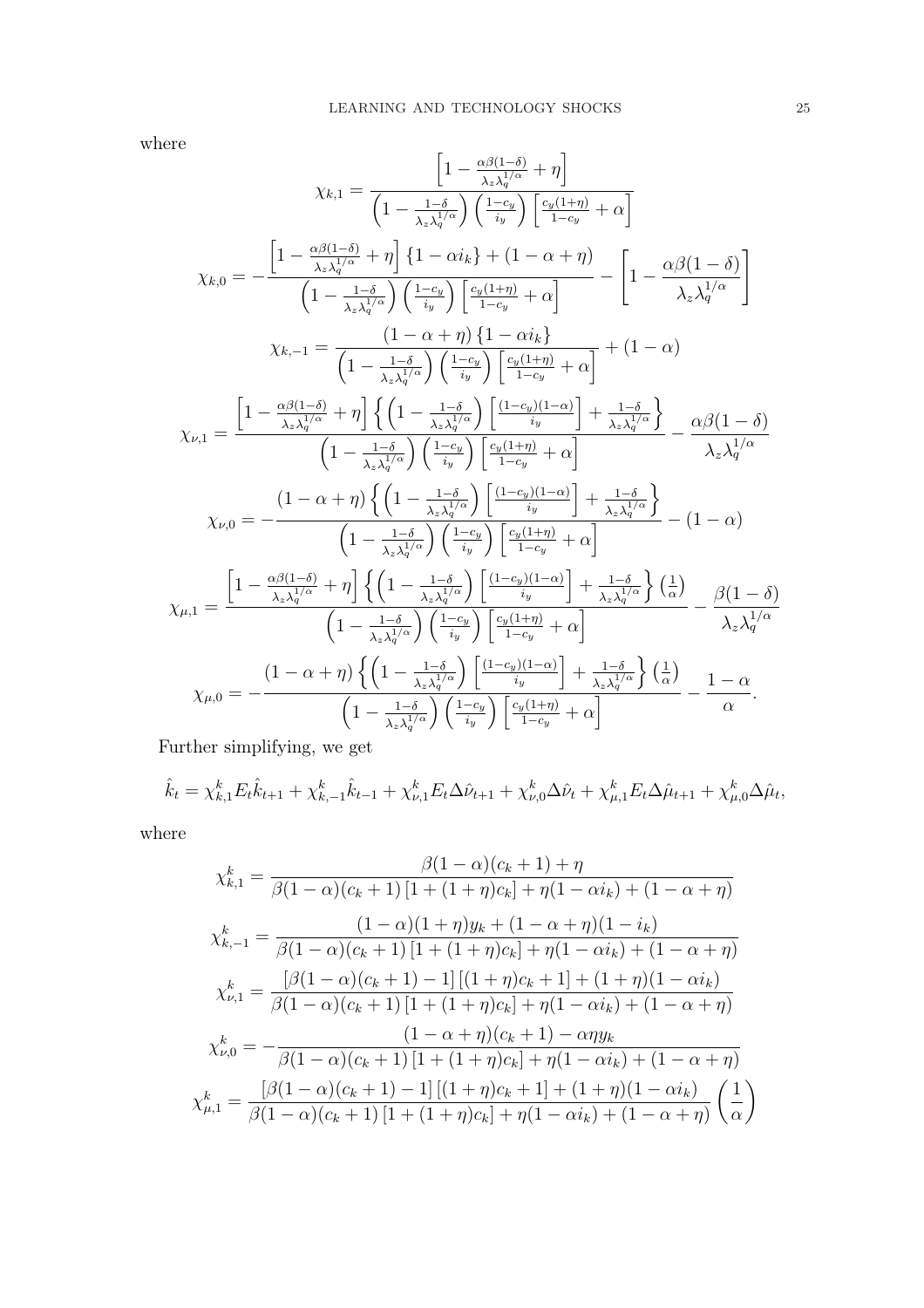where

$$\chi_{k,1} = \frac{\left[1 - \frac{\alpha\beta(1-\delta)}{\lambda_z \lambda_q^{1/\alpha}} + \eta\right]}{\left(1 - \frac{1-\delta}{\lambda_z \lambda_q^{1/\alpha}}\right)\left(\frac{1-c_y}{i_y}\right)\left[\frac{c_y(1+\eta)}{1-c_y} + \alpha\right]}$$

$$\chi_{k,0} = -\frac{\left[1 - \frac{\alpha\beta(1-\delta)}{\lambda_z \lambda_q^{1/\alpha}} + \eta\right]\{1 - \alpha i_k\} + (1-\alpha+\eta)}{\left(1 - \frac{1-\delta}{\lambda_z \lambda_q^{1/\alpha}}\right)\left(\frac{1-c_y}{i_y}\right)\left[\frac{c_y(1+\eta)}{1-c_y} + \alpha\right]} - \left[1 - \frac{\alpha\beta(1-\delta)}{\lambda_z \lambda_q^{1/\alpha}}\right]$$

$$\chi_{k,-1} = \frac{(1-\alpha+\eta)\{1 - \alpha i_k\}}{\left(1 - \frac{1-\delta}{\lambda_z \lambda_q^{1/\alpha}}\right)\left(\frac{1-c_y}{i_y}\right)\left[\frac{c_y(1+\eta)}{1-c_y} + \alpha\right]} + (1-\alpha)$$

$$\chi_{\nu,1} = \frac{\left[1 - \frac{\alpha\beta(1-\delta)}{\lambda_z \lambda_q^{1/\alpha}} + \eta\right]\left\{\left(1 - \frac{1-\delta}{\lambda_z \lambda_q^{1/\alpha}}\right)\left[\frac{(1-c_y)(1-\alpha)}{i_y}\right] + \frac{1-\delta}{\lambda_z \lambda_q^{1/\alpha}}\right\}}{\left(1 - \frac{1-\delta}{\lambda_z \lambda_q^{1/\alpha}}\right)\left(\frac{1-c_y}{i_y}\right)\left[\frac{c_y(1+\eta)}{1-c_y} + \alpha\right]} - \frac{\alpha\beta(1-\delta)}{\lambda_z \lambda_q^{1/\alpha}}$$

$$\chi_{\nu,0} = -\frac{(1-\alpha+\eta)\left\{\left(1 - \frac{1-\delta}{\lambda_z \lambda_q^{1/\alpha}}\right)\left[\frac{(1-c_y)(1-\alpha)}{i_y}\right] + \frac{1-\delta}{\lambda_z \lambda_q^{1/\alpha}}\right\}}{\left(1 - \frac{1-\delta}{\lambda_z \lambda_q^{1/\alpha}}\right)\left(\frac{1-c_y}{i_y}\right)\left[\frac{c_y(1+\eta)}{1-c_y} + \alpha\right]} - (1-\alpha)$$

$$\chi_{\mu,1} = \frac{\left[1 - \frac{\alpha\beta(1-\delta)}{\lambda_z \lambda_q^{1/\alpha}} + \eta\right]\left\{\left(1 - \frac{1-\delta}{\lambda_z \lambda_q^{1/\alpha}}\right)\left[\frac{(1-c_y)(1-\alpha)}{i_y}\right] + \frac{1-\delta}{\lambda_z \lambda_q^{1/\alpha}}\right\}\left(\frac{1}{\alpha}\right)}{\left(1 - \frac{1-\delta}{\lambda_z \lambda_q^{1/\alpha}}\right)\left(\frac{1-c_y}{i_y}\right)\left[\frac{c_y(1+\eta)}{1-c_y} + \alpha\right]} - \frac{\beta(1-\delta)}{\lambda_z \lambda_q^{1/\alpha}}$$

$$\chi_{\mu,0} = -\frac{(1-\alpha+\eta)\left\{\left(1 - \frac{1-\delta}{\lambda_z \lambda_q^{1/\alpha}}\right)\left[\frac{(1-c_y)(1-\alpha)}{i_y}\right] + \frac{1-\delta}{\lambda_z \lambda_q^{1/\alpha}}\right\}\left(\frac{1}{\alpha}\right)}{\left(1 - \frac{1-\delta}{\lambda_z \lambda_q^{1/\alpha}}\right)\left(\frac{1-c_y}{i_y}\right)\left[\frac{c_y(1+\eta)}{1-c_y} + \alpha\right]} - \frac{1-\alpha}{\alpha}.$$

Further simplifying, we get

$$\hat{k}_t = \chi^k_{k,1} E_t \hat{k}_{t+1} + \chi^k_{k,-1}\hat{k}_{t-1} + \chi^k_{\nu,1} E_t \Delta\hat{\nu}_{t+1} + \chi^k_{\nu,0}\Delta\hat{\nu}_t + \chi^k_{\mu,1} E_t \Delta\hat{\mu}_{t+1} + \chi^k_{\mu,0}\Delta\hat{\mu}_t,$$

where

$$\chi^k_{k,1} = \frac{\beta(1-\alpha)(c_k+1) + \eta}{\beta(1-\alpha)(c_k+1)\left[1 + (1+\eta)c_k\right] + \eta(1-\alpha i_k) + (1-\alpha+\eta)}$$

$$\chi^k_{k,-1} = \frac{(1-\alpha)(1+\eta)y_k + (1-\alpha+\eta)(1-i_k)}{\beta(1-\alpha)(c_k+1)\left[1 + (1+\eta)c_k\right] + \eta(1-\alpha i_k) + (1-\alpha+\eta)}$$

$$\chi^k_{\nu,1} = \frac{\left[\beta(1-\alpha)(c_k+1) - 1\right]\left[(1+\eta)c_k + 1\right] + (1+\eta)(1-\alpha i_k)}{\beta(1-\alpha)(c_k+1)\left[1 + (1+\eta)c_k\right] + \eta(1-\alpha i_k) + (1-\alpha+\eta)}$$

$$\chi^k_{\nu,0} = -\frac{(1-\alpha+\eta)(c_k+1) - \alpha\eta y_k}{\beta(1-\alpha)(c_k+1)\left[1 + (1+\eta)c_k\right] + \eta(1-\alpha i_k) + (1-\alpha+\eta)}$$

$$\chi^k_{\mu,1} = \frac{\left[\beta(1-\alpha)(c_k+1) - 1\right]\left[(1+\eta)c_k + 1\right] + (1+\eta)(1-\alpha i_k)}{\beta(1-\alpha)(c_k+1)\left[1 + (1+\eta)c_k\right] + \eta(1-\alpha i_k) + (1-\alpha+\eta)}\left(\frac{1}{\alpha}\right)$$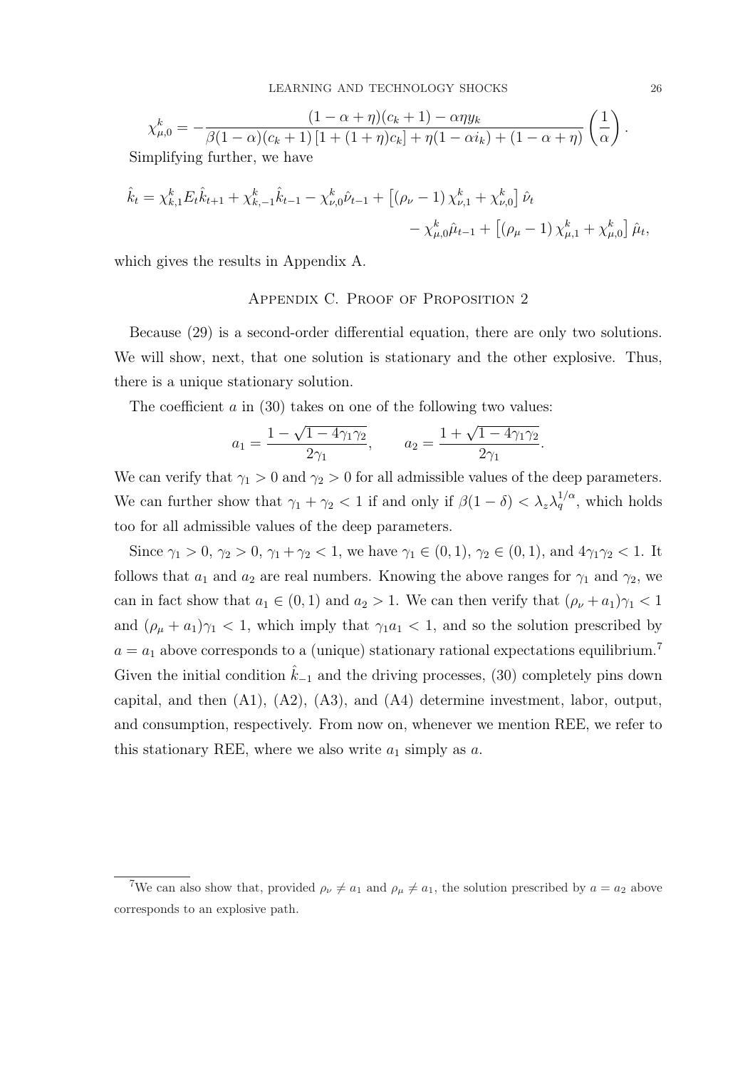$$\chi_{\mu,0}^{k} = -\frac{(1-\alpha+\eta)(c_k+1) - \alpha\eta y_k}{\beta(1-\alpha)(c_k+1)\left[1+(1+\eta)c_k\right] + \eta(1-\alpha i_k) + (1-\alpha+\eta)}\left(\frac{1}{\alpha}\right).$$

Simplifying further, we have

$$\hat{k}_t = \chi_{k,1}^{k} E_t \hat{k}_{t+1} + \chi_{k,-1}^{k} \hat{k}_{t-1} - \chi_{\nu,0}^{k} \hat{\nu}_{t-1} + \left[\left(\rho_\nu - 1\right)\chi_{\nu,1}^{k} + \chi_{\nu,0}^{k}\right]\hat{\nu}_t$$
$$- \chi_{\mu,0}^{k} \hat{\mu}_{t-1} + \left[\left(\rho_\mu - 1\right)\chi_{\mu,1}^{k} + \chi_{\mu,0}^{k}\right]\hat{\mu}_t,$$

which gives the results in Appendix A.

## Appendix C. Proof of Proposition 2

Because (29) is a second-order differential equation, there are only two solutions. We will show, next, that one solution is stationary and the other explosive. Thus, there is a unique stationary solution.

The coefficient $a$ in (30) takes on one of the following two values:

$$a_1 = \frac{1-\sqrt{1-4\gamma_1\gamma_2}}{2\gamma_1}, \qquad a_2 = \frac{1+\sqrt{1-4\gamma_1\gamma_2}}{2\gamma_1}.$$

We can verify that $\gamma_1 > 0$ and $\gamma_2 > 0$ for all admissible values of the deep parameters. We can further show that $\gamma_1 + \gamma_2 < 1$ if and only if $\beta(1-\delta) < \lambda_z \lambda_q^{1/\alpha}$, which holds too for all admissible values of the deep parameters.

Since $\gamma_1 > 0$, $\gamma_2 > 0$, $\gamma_1 + \gamma_2 < 1$, we have $\gamma_1 \in (0,1)$, $\gamma_2 \in (0,1)$, and $4\gamma_1\gamma_2 < 1$. It follows that $a_1$ and $a_2$ are real numbers. Knowing the above ranges for $\gamma_1$ and $\gamma_2$, we can in fact show that $a_1 \in (0,1)$ and $a_2 > 1$. We can then verify that $(\rho_\nu + a_1)\gamma_1 < 1$ and $(\rho_\mu + a_1)\gamma_1 < 1$, which imply that $\gamma_1 a_1 < 1$, and so the solution prescribed by $a = a_1$ above corresponds to a (unique) stationary rational expectations equilibrium.[7] Given the initial condition $\hat{k}_{-1}$ and the driving processes, (30) completely pins down capital, and then (A1), (A2), (A3), and (A4) determine investment, labor, output, and consumption, respectively. From now on, whenever we mention REE, we refer to this stationary REE, where we also write $a_1$ simply as $a$.

[7] We can also show that, provided $\rho_\nu \neq a_1$ and $\rho_\mu \neq a_1$, the solution prescribed by $a = a_2$ above corresponds to an explosive path.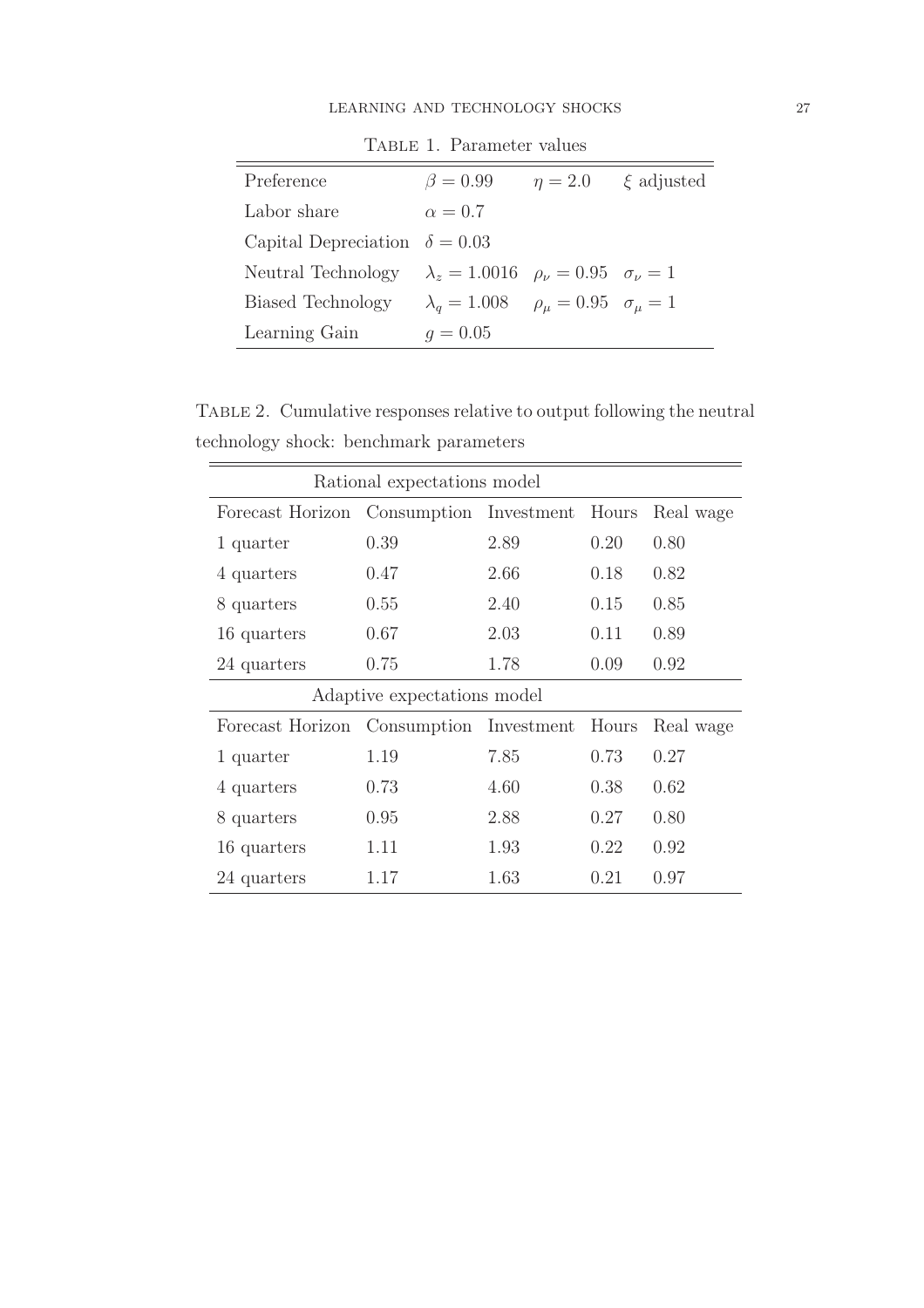Table 1. Parameter values

| | | | |
|---|---|---|---|
| Preference | $\beta = 0.99$ | $\eta = 2.0$ | $\xi$ adjusted |
| Labor share | $\alpha = 0.7$ | | |
| Capital Depreciation | $\delta = 0.03$ | | |
| Neutral Technology | $\lambda_z = 1.0016$ | $\rho_\nu = 0.95$ | $\sigma_\nu = 1$ |
| Biased Technology | $\lambda_q = 1.008$ | $\rho_\mu = 0.95$ | $\sigma_\mu = 1$ |
| Learning Gain | $g = 0.05$ | | |

Table 2. Cumulative responses relative to output following the neutral technology shock: benchmark parameters

| Rational expectations model | | | | |
|---|---|---|---|---|
| Forecast Horizon | Consumption | Investment | Hours | Real wage |
| 1 quarter | 0.39 | 2.89 | 0.20 | 0.80 |
| 4 quarters | 0.47 | 2.66 | 0.18 | 0.82 |
| 8 quarters | 0.55 | 2.40 | 0.15 | 0.85 |
| 16 quarters | 0.67 | 2.03 | 0.11 | 0.89 |
| 24 quarters | 0.75 | 1.78 | 0.09 | 0.92 |
| **Adaptive expectations model** | | | | |
| Forecast Horizon | Consumption | Investment | Hours | Real wage |
| 1 quarter | 1.19 | 7.85 | 0.73 | 0.27 |
| 4 quarters | 0.73 | 4.60 | 0.38 | 0.62 |
| 8 quarters | 0.95 | 2.88 | 0.27 | 0.80 |
| 16 quarters | 1.11 | 1.93 | 0.22 | 0.92 |
| 24 quarters | 1.17 | 1.63 | 0.21 | 0.97 |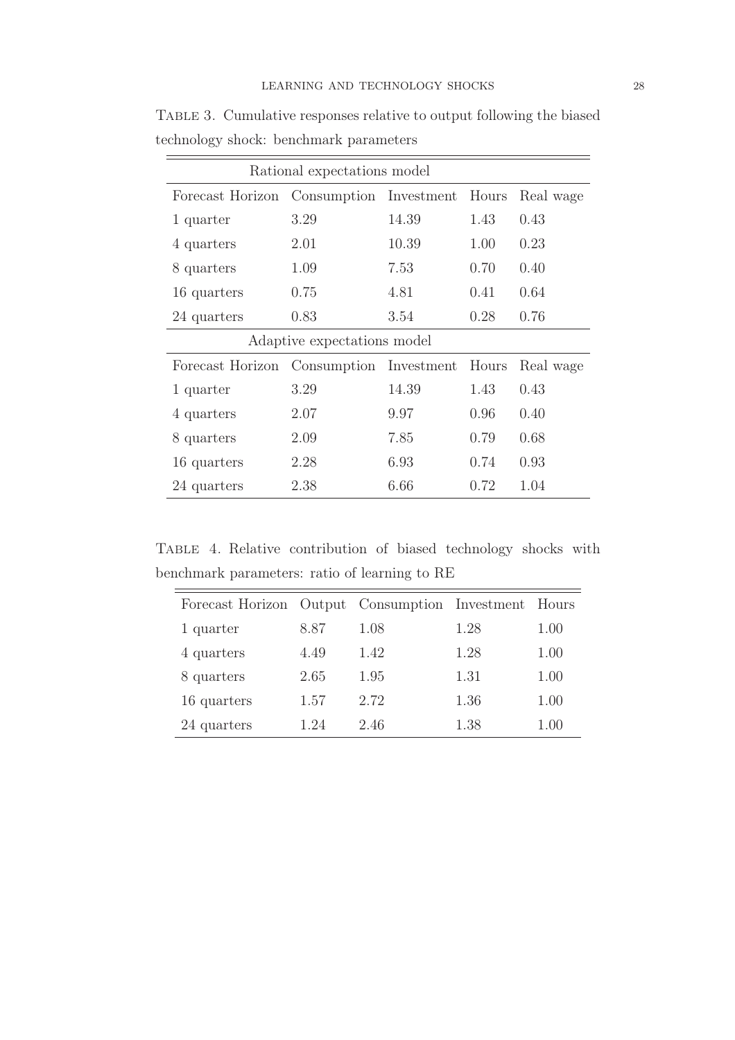Table 3. Cumulative responses relative to output following the biased technology shock: benchmark parameters

| Rational expectations model | | | | |
|---|---|---|---|---|
| Forecast Horizon | Consumption | Investment | Hours | Real wage |
| 1 quarter | 3.29 | 14.39 | 1.43 | 0.43 |
| 4 quarters | 2.01 | 10.39 | 1.00 | 0.23 |
| 8 quarters | 1.09 | 7.53 | 0.70 | 0.40 |
| 16 quarters | 0.75 | 4.81 | 0.41 | 0.64 |
| 24 quarters | 0.83 | 3.54 | 0.28 | 0.76 |
| **Adaptive expectations model** | | | | |
| Forecast Horizon | Consumption | Investment | Hours | Real wage |
| 1 quarter | 3.29 | 14.39 | 1.43 | 0.43 |
| 4 quarters | 2.07 | 9.97 | 0.96 | 0.40 |
| 8 quarters | 2.09 | 7.85 | 0.79 | 0.68 |
| 16 quarters | 2.28 | 6.93 | 0.74 | 0.93 |
| 24 quarters | 2.38 | 6.66 | 0.72 | 1.04 |

Table 4. Relative contribution of biased technology shocks with benchmark parameters: ratio of learning to RE

| Forecast Horizon | Output | Consumption | Investment | Hours |
|---|---|---|---|---|
| 1 quarter | 8.87 | 1.08 | 1.28 | 1.00 |
| 4 quarters | 4.49 | 1.42 | 1.28 | 1.00 |
| 8 quarters | 2.65 | 1.95 | 1.31 | 1.00 |
| 16 quarters | 1.57 | 2.72 | 1.36 | 1.00 |
| 24 quarters | 1.24 | 2.46 | 1.38 | 1.00 |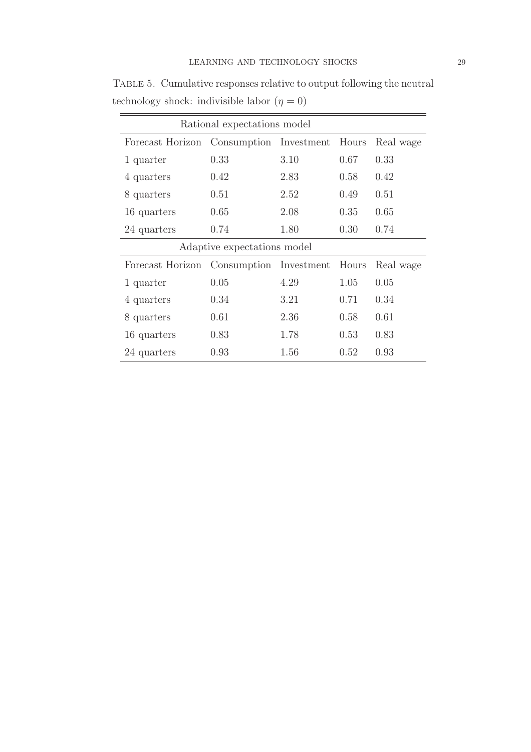TABLE 5. Cumulative responses relative to output following the neutral technology shock: indivisible labor ($\eta = 0$)

| Rational expectations model | | | | |
|---|---|---|---|---|
| Forecast Horizon | Consumption | Investment | Hours | Real wage |
| 1 quarter | 0.33 | 3.10 | 0.67 | 0.33 |
| 4 quarters | 0.42 | 2.83 | 0.58 | 0.42 |
| 8 quarters | 0.51 | 2.52 | 0.49 | 0.51 |
| 16 quarters | 0.65 | 2.08 | 0.35 | 0.65 |
| 24 quarters | 0.74 | 1.80 | 0.30 | 0.74 |
| Adaptive expectations model | | | | |
| Forecast Horizon | Consumption | Investment | Hours | Real wage |
| 1 quarter | 0.05 | 4.29 | 1.05 | 0.05 |
| 4 quarters | 0.34 | 3.21 | 0.71 | 0.34 |
| 8 quarters | 0.61 | 2.36 | 0.58 | 0.61 |
| 16 quarters | 0.83 | 1.78 | 0.53 | 0.83 |
| 24 quarters | 0.93 | 1.56 | 0.52 | 0.93 |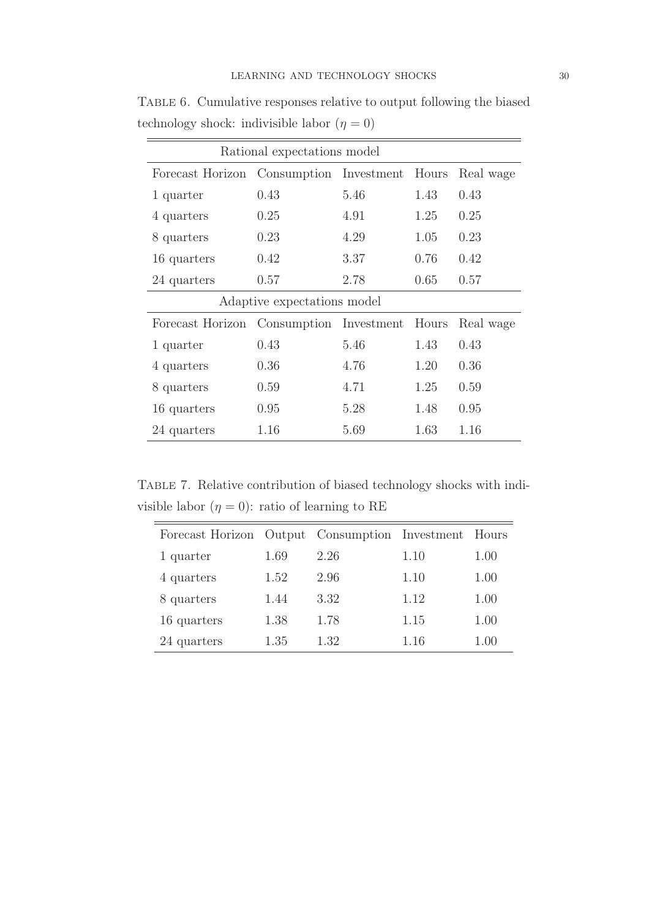Table 6. Cumulative responses relative to output following the biased technology shock: indivisible labor ($\eta = 0$)

| Rational expectations model | | | | |
|---|---|---|---|---|
| Forecast Horizon | Consumption | Investment | Hours | Real wage |
| 1 quarter | 0.43 | 5.46 | 1.43 | 0.43 |
| 4 quarters | 0.25 | 4.91 | 1.25 | 0.25 |
| 8 quarters | 0.23 | 4.29 | 1.05 | 0.23 |
| 16 quarters | 0.42 | 3.37 | 0.76 | 0.42 |
| 24 quarters | 0.57 | 2.78 | 0.65 | 0.57 |
| **Adaptive expectations model** | | | | |
| Forecast Horizon | Consumption | Investment | Hours | Real wage |
| 1 quarter | 0.43 | 5.46 | 1.43 | 0.43 |
| 4 quarters | 0.36 | 4.76 | 1.20 | 0.36 |
| 8 quarters | 0.59 | 4.71 | 1.25 | 0.59 |
| 16 quarters | 0.95 | 5.28 | 1.48 | 0.95 |
| 24 quarters | 1.16 | 5.69 | 1.63 | 1.16 |

Table 7. Relative contribution of biased technology shocks with indivisible labor ($\eta = 0$): ratio of learning to RE

| Forecast Horizon | Output | Consumption | Investment | Hours |
|---|---|---|---|---|
| 1 quarter | 1.69 | 2.26 | 1.10 | 1.00 |
| 4 quarters | 1.52 | 2.96 | 1.10 | 1.00 |
| 8 quarters | 1.44 | 3.32 | 1.12 | 1.00 |
| 16 quarters | 1.38 | 1.78 | 1.15 | 1.00 |
| 24 quarters | 1.35 | 1.32 | 1.16 | 1.00 |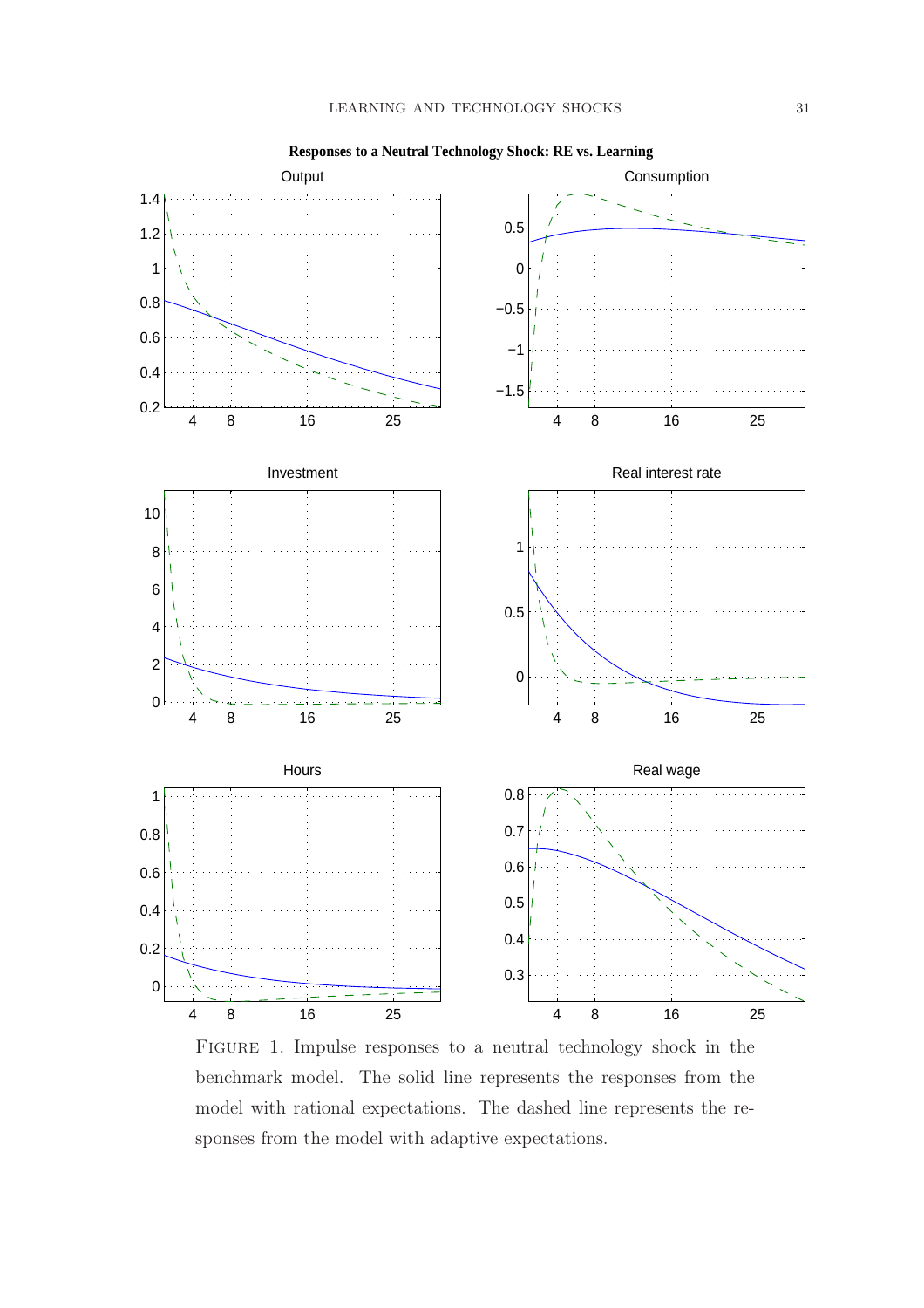FIGURE 1. Impulse responses to a neutral technology shock in the benchmark model. The solid line represents the responses from the model with rational expectations. The dashed line represents the responses from the model with adaptive expectations.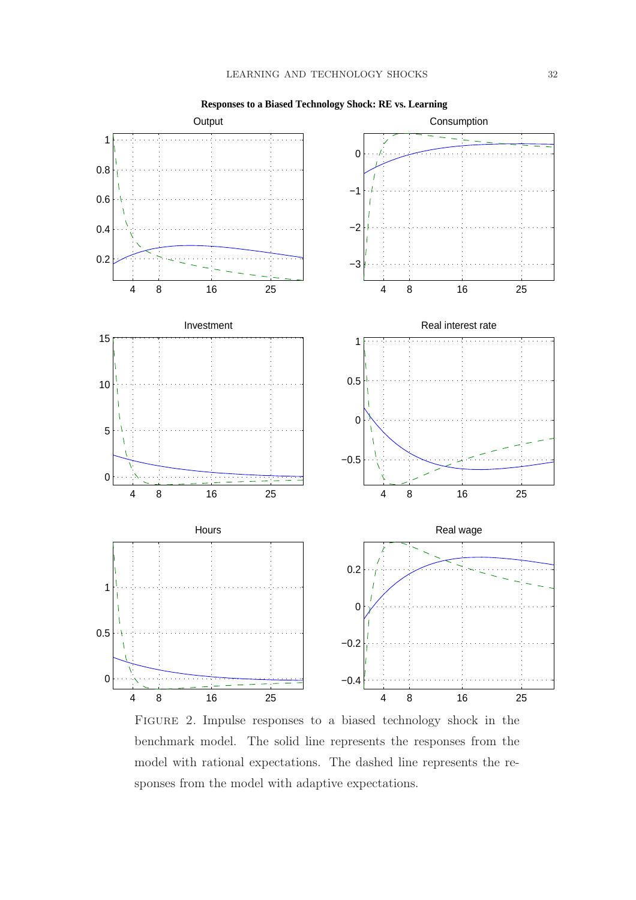**Responses to a Biased Technology Shock: RE vs. Learning**

FIGURE 2. Impulse responses to a biased technology shock in the benchmark model. The solid line represents the responses from the model with rational expectations. The dashed line represents the responses from the model with adaptive expectations.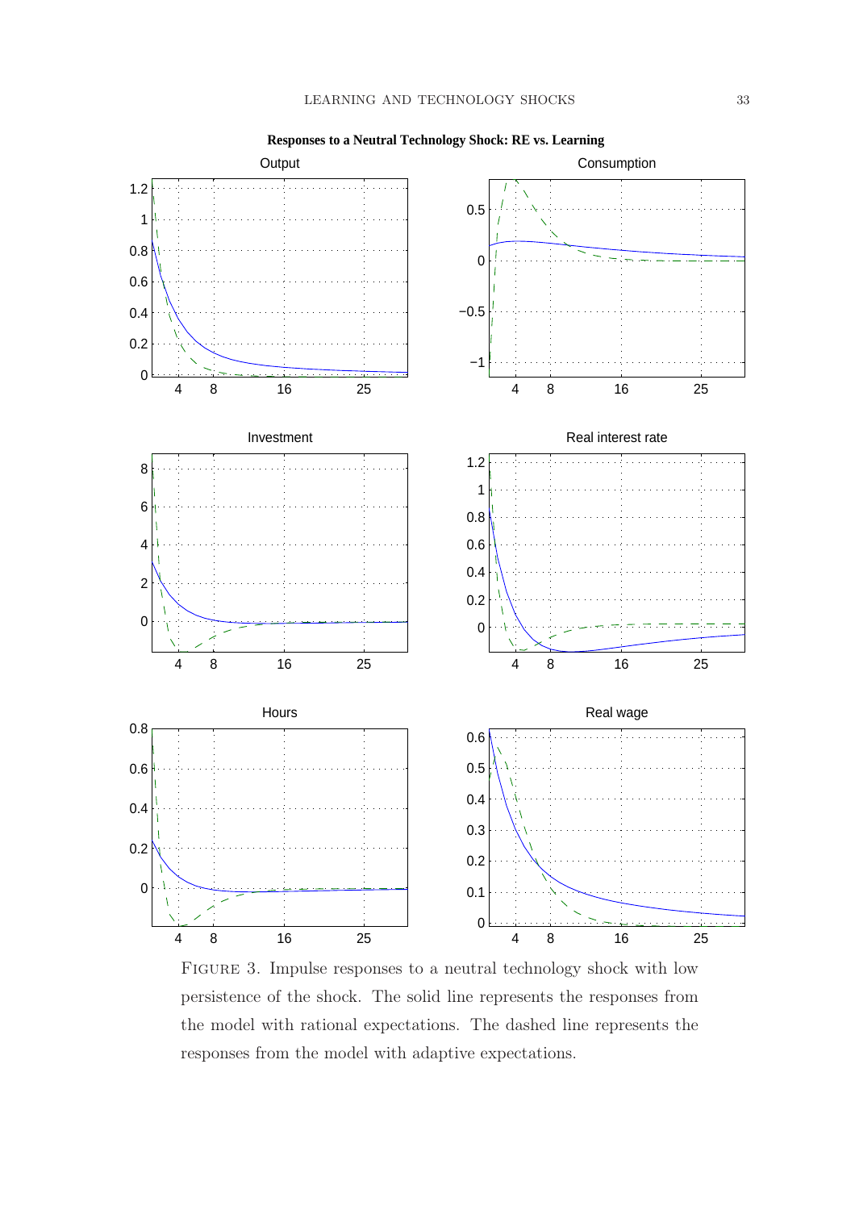**Responses to a Neutral Technology Shock: RE vs. Learning**

FIGURE 3. Impulse responses to a neutral technology shock with low persistence of the shock. The solid line represents the responses from the model with rational expectations. The dashed line represents the responses from the model with adaptive expectations.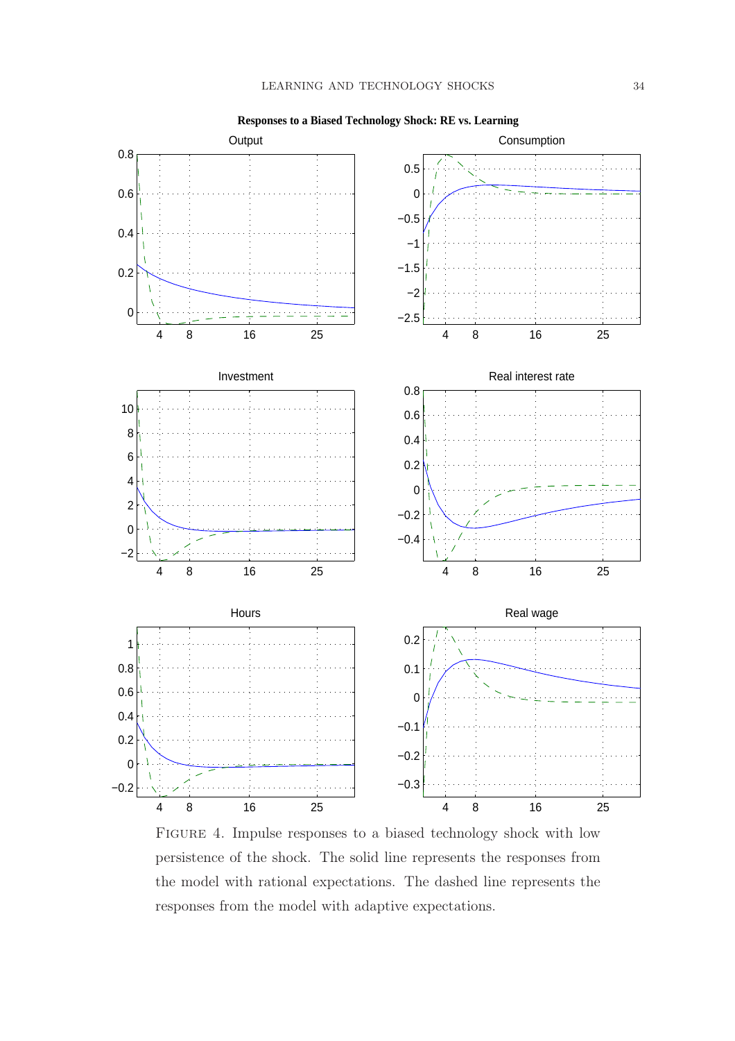**Responses to a Biased Technology Shock: RE vs. Learning**

Figure 4. Impulse responses to a biased technology shock with low persistence of the shock. The solid line represents the responses from the model with rational expectations. The dashed line represents the responses from the model with adaptive expectations.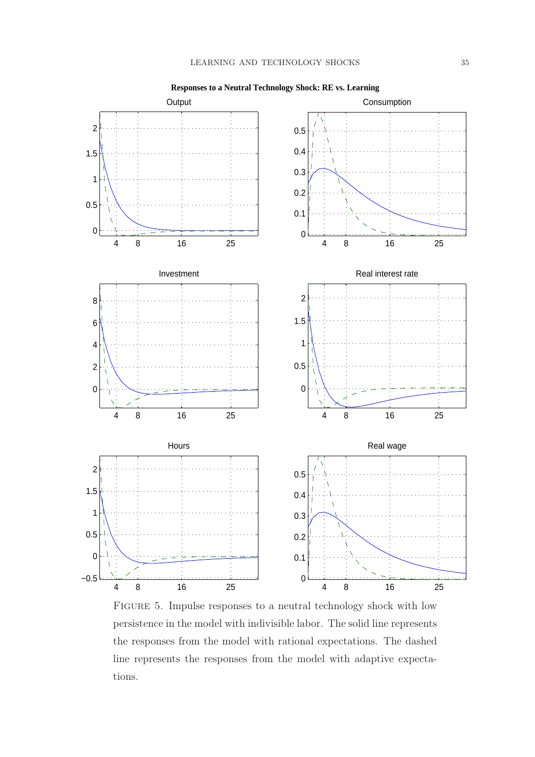**Responses to a Neutral Technology Shock: RE vs. Learning**

FIGURE 5. Impulse responses to a neutral technology shock with low persistence in the model with indivisible labor. The solid line represents the responses from the model with rational expectations. The dashed line represents the responses from the model with adaptive expectations.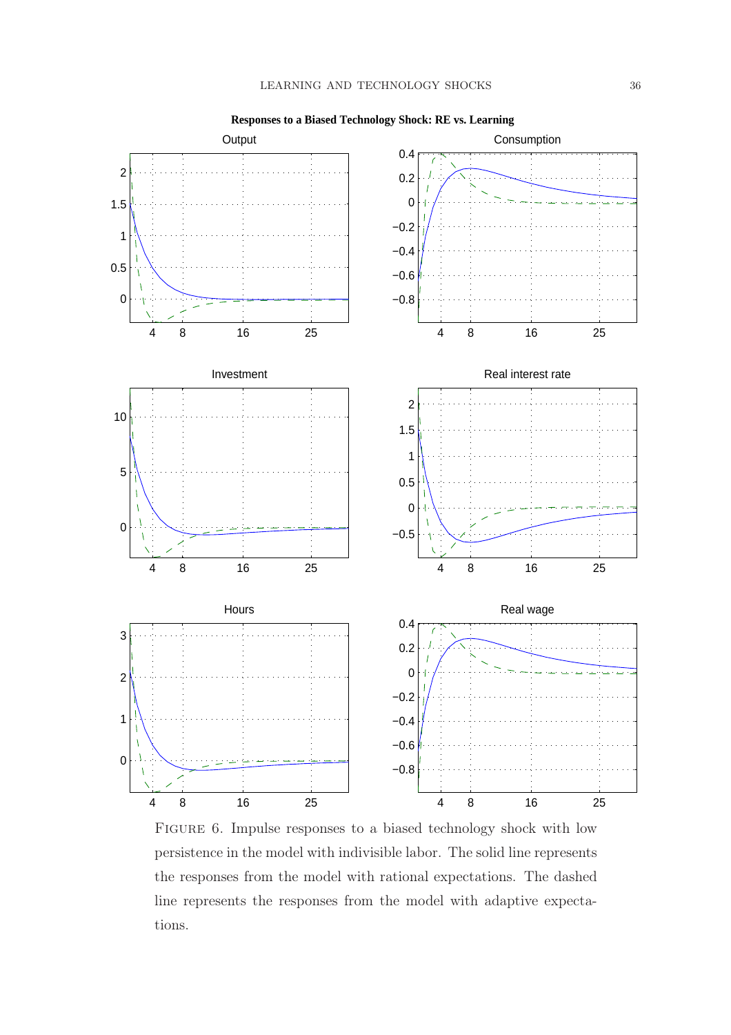**Responses to a Biased Technology Shock: RE vs. Learning**

Figure 6. Impulse responses to a biased technology shock with low persistence in the model with indivisible labor. The solid line represents the responses from the model with rational expectations. The dashed line represents the responses from the model with adaptive expectations.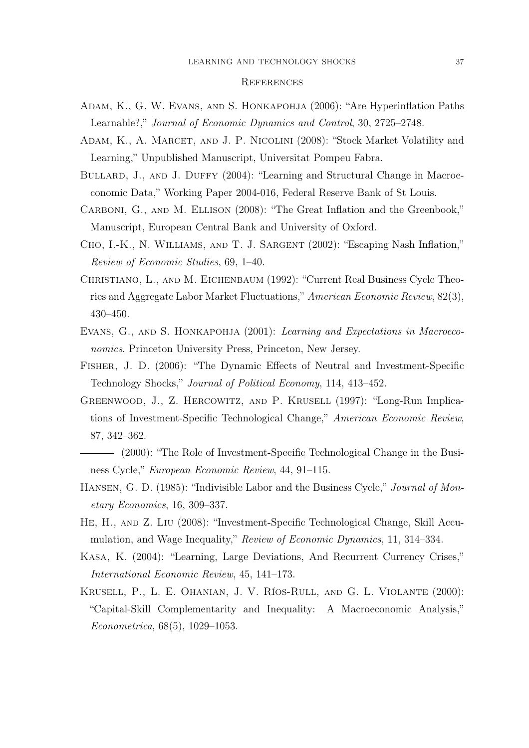## References

Adam, K., G. W. Evans, and S. Honkapohja (2006): "Are Hyperinflation Paths Learnable?," *Journal of Economic Dynamics and Control*, 30, 2725–2748.

Adam, K., A. Marcet, and J. P. Nicolini (2008): "Stock Market Volatility and Learning," Unpublished Manuscript, Universitat Pompeu Fabra.

Bullard, J., and J. Duffy (2004): "Learning and Structural Change in Macroeconomic Data," Working Paper 2004-016, Federal Reserve Bank of St Louis.

Carboni, G., and M. Ellison (2008): "The Great Inflation and the Greenbook," Manuscript, European Central Bank and University of Oxford.

Cho, I.-K., N. Williams, and T. J. Sargent (2002): "Escaping Nash Inflation," *Review of Economic Studies*, 69, 1–40.

Christiano, L., and M. Eichenbaum (1992): "Current Real Business Cycle Theories and Aggregate Labor Market Fluctuations," *American Economic Review*, 82(3), 430–450.

Evans, G., and S. Honkapohja (2001): *Learning and Expectations in Macroeconomics*. Princeton University Press, Princeton, New Jersey.

Fisher, J. D. (2006): "The Dynamic Effects of Neutral and Investment-Specific Technology Shocks," *Journal of Political Economy*, 114, 413–452.

Greenwood, J., Z. Hercowitz, and P. Krusell (1997): "Long-Run Implications of Investment-Specific Technological Change," *American Economic Review*, 87, 342–362.

——— (2000): "The Role of Investment-Specific Technological Change in the Business Cycle," *European Economic Review*, 44, 91–115.

Hansen, G. D. (1985): "Indivisible Labor and the Business Cycle," *Journal of Monetary Economics*, 16, 309–337.

He, H., and Z. Liu (2008): "Investment-Specific Technological Change, Skill Accumulation, and Wage Inequality," *Review of Economic Dynamics*, 11, 314–334.

Kasa, K. (2004): "Learning, Large Deviations, And Recurrent Currency Crises," *International Economic Review*, 45, 141–173.

Krusell, P., L. E. Ohanian, J. V. Ríos-Rull, and G. L. Violante (2000): "Capital-Skill Complementarity and Inequality: A Macroeconomic Analysis," *Econometrica*, 68(5), 1029–1053.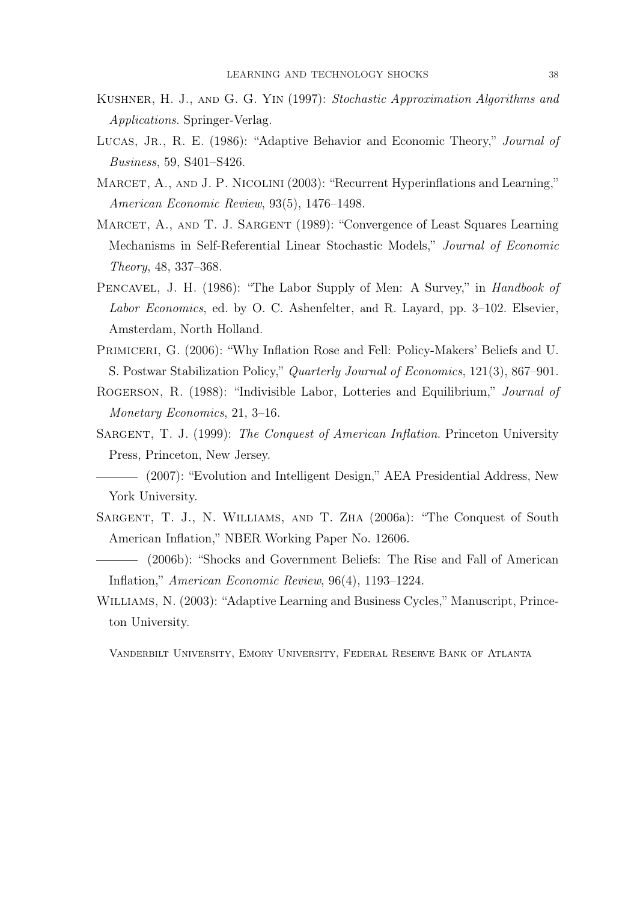Kushner, H. J., and G. G. Yin (1997): *Stochastic Approximation Algorithms and Applications*. Springer-Verlag.

Lucas, Jr., R. E. (1986): "Adaptive Behavior and Economic Theory," *Journal of Business*, 59, S401–S426.

Marcet, A., and J. P. Nicolini (2003): "Recurrent Hyperinflations and Learning," *American Economic Review*, 93(5), 1476–1498.

Marcet, A., and T. J. Sargent (1989): "Convergence of Least Squares Learning Mechanisms in Self-Referential Linear Stochastic Models," *Journal of Economic Theory*, 48, 337–368.

Pencavel, J. H. (1986): "The Labor Supply of Men: A Survey," in *Handbook of Labor Economics*, ed. by O. C. Ashenfelter, and R. Layard, pp. 3–102. Elsevier, Amsterdam, North Holland.

Primiceri, G. (2006): "Why Inflation Rose and Fell: Policy-Makers' Beliefs and U. S. Postwar Stabilization Policy," *Quarterly Journal of Economics*, 121(3), 867–901.

Rogerson, R. (1988): "Indivisible Labor, Lotteries and Equilibrium," *Journal of Monetary Economics*, 21, 3–16.

Sargent, T. J. (1999): *The Conquest of American Inflation*. Princeton University Press, Princeton, New Jersey.

——— (2007): "Evolution and Intelligent Design," AEA Presidential Address, New York University.

Sargent, T. J., N. Williams, and T. Zha (2006a): "The Conquest of South American Inflation," NBER Working Paper No. 12606.

——— (2006b): "Shocks and Government Beliefs: The Rise and Fall of American Inflation," *American Economic Review*, 96(4), 1193–1224.

Williams, N. (2003): "Adaptive Learning and Business Cycles," Manuscript, Princeton University.

Vanderbilt University, Emory University, Federal Reserve Bank of Atlanta